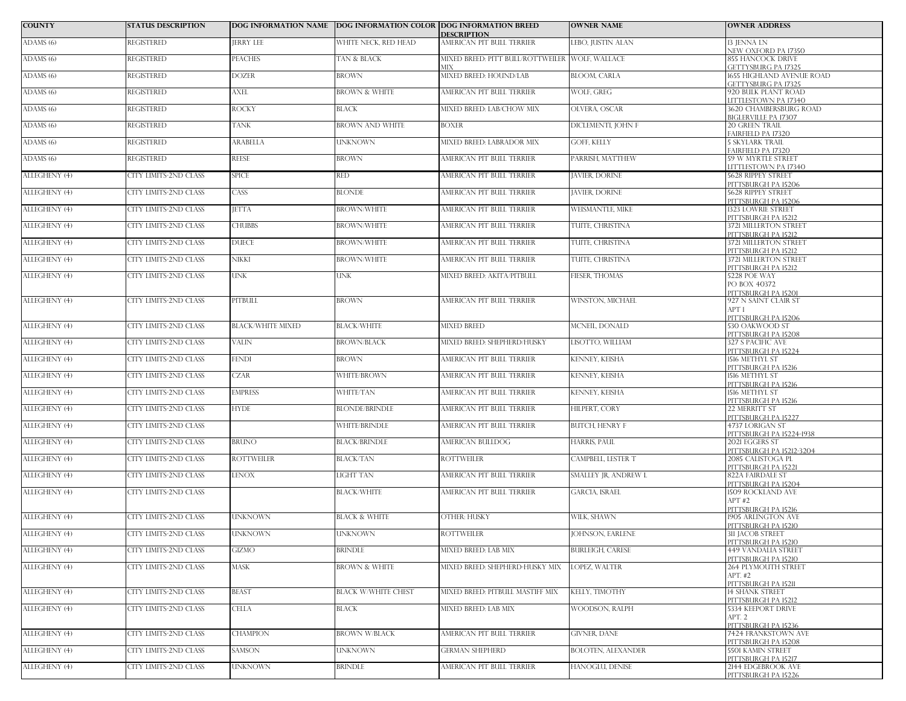| COUNTY | STATUS DESCRIPTION | DOG INFORMATION NAME | DOG INFORMATION COLOR | DOG INFORMATION BREED DESCRIPTION | OWNER NAME | OWNER ADDRESS |
|---|---|---|---|---|---|---|
| ADAMS (6) | REGISTERED | JERRY LEE | WHITE NECK, RED HEAD | AMERICAN PIT BULL TERRIER | LEBO, JUSTIN ALAN | 13 JENNA LN NEW OXFORD PA 17350 |
| ADAMS (6) | REGISTERED | PEACHES | TAN & BLACK | MIXED BREED: PITT BULL/ROTTWEILER MIX | WOLF, WALLACE | 855 HANCOCK DRIVE GETTYSBURG PA 17325 |
| ADAMS (6) | REGISTERED | DOZER | BROWN | MIXED BREED: HOUND/LAB | BLOOM, CARLA | 1655 HIGHLAND AVENUE ROAD GETTYSBURG PA 17325 |
| ADAMS (6) | REGISTERED | AXEL | BROWN & WHITE | AMERICAN PIT BULL TERRIER | WOLF, GREG | 920 BULK PLANT ROAD LITTLESTOWN PA 17340 |
| ADAMS (6) | REGISTERED | ROCKY | BLACK | MIXED BREED: LAB/CHOW MIX | OLVERA, OSCAR | 3620 CHAMBERSBURG ROAD BIGLERVILLE PA 17307 |
| ADAMS (6) | REGISTERED | TANK | BROWN AND WHITE | BOXER | DICLEMENTI, JOHN F | 20 GREEN TRAIL FAIRFIELD PA 17320 |
| ADAMS (6) | REGISTERED | ARABELLA | UNKNOWN | MIXED BREED: LABRADOR MIX | GOFF, KELLY | 5 SKYLARK TRAIL FAIRFIELD PA 17320 |
| ADAMS (6) | REGISTERED | REESE | BROWN | AMERICAN PIT BULL TERRIER | PARRISH, MATTHEW | 59 W MYRTLE STREET LITTLESTOWN PA 17340 |
| ALLEGHENY (4) | CITY LIMITS-2ND CLASS | SPICE | RED | AMERICAN PIT BULL TERRIER | JAVIER, DORINE | 5628 RIPPEY STREET PITTSBURGH PA 15206 |
| ALLEGHENY (4) | CITY LIMITS-2ND CLASS | CASS | BLONDE | AMERICAN PIT BULL TERRIER | JAVIER, DORINE | 5628 RIPPEY STREET PITTSBURGH PA 15206 |
| ALLEGHENY (4) | CITY LIMITS-2ND CLASS | JETTA | BROWN/WHITE | AMERICAN PIT BULL TERRIER | WEISMANTLE, MIKE | 1323 LOWRIE STREET PITTSBURGH PA 15212 |
| ALLEGHENY (4) | CITY LIMITS-2ND CLASS | CHUBBS | BROWN/WHITE | AMERICAN PIT BULL TERRIER | TUITE, CHRISTINA | 3721 MILLERTON STREET PITTSBURGH PA 15212 |
| ALLEGHENY (4) | CITY LIMITS-2ND CLASS | DUECE | BROWN/WHITE | AMERICAN PIT BULL TERRIER | TUITE, CHRISTINA | 3721 MILLERTON STREET PITTSBURGH PA 15212 |
| ALLEGHENY (4) | CITY LIMITS-2ND CLASS | NIKKI | BROWN/WHITE | AMERICAN PIT BULL TERRIER | TUITE, CHRISTINA | 3721 MILLERTON STREET PITTSBURGH PA 15212 |
| ALLEGHENY (4) | CITY LIMITS-2ND CLASS | UNK | UNK | MIXED BREED: AKITA/PITBULL | FIESER, THOMAS | 5228 POE WAY PO BOX 40372 PITTSBURGH PA 15201 |
| ALLEGHENY (4) | CITY LIMITS-2ND CLASS | PITBULL | BROWN | AMERICAN PIT BULL TERRIER | WINSTON, MICHAEL | 927 N SAINT CLAIR ST APT 1 PITTSBURGH PA 15206 |
| ALLEGHENY (4) | CITY LIMITS-2ND CLASS | BLACK/WHITE MIXED | BLACK/WHITE | MIXED BREED | MCNEIL, DONALD | 530 OAKWOOD ST PITTSBURGH PA 15208 |
| ALLEGHENY (4) | CITY LIMITS-2ND CLASS | VALIN | BROWN/BLACK | MIXED BREED: SHEPHERD/HUSKY | LISOTTO, WILLIAM | 327 S PACIFIC AVE PITTSBURGH PA 15224 |
| ALLEGHENY (4) | CITY LIMITS-2ND CLASS | FENDI | BROWN | AMERICAN PIT BULL TERRIER | KENNEY, KEISHA | 1516 METHYL ST PITTSBURGH PA 15216 |
| ALLEGHENY (4) | CITY LIMITS-2ND CLASS | CZAR | WHITE/BROWN | AMERICAN PIT BULL TERRIER | KENNEY, KEISHA | 1516 METHYL ST PITTSBURGH PA 15216 |
| ALLEGHENY (4) | CITY LIMITS-2ND CLASS | EMPRESS | WHITE/TAN | AMERICAN PIT BULL TERRIER | KENNEY, KEISHA | 1516 METHYL ST PITTSBURGH PA 15216 |
| ALLEGHENY (4) | CITY LIMITS-2ND CLASS | HYDE | BLONDE/BRINDLE | AMERICAN PIT BULL TERRIER | HILPERT, CORY | 22 MERRITT ST PITTSBURGH PA 15227 |
| ALLEGHENY (4) | CITY LIMITS-2ND CLASS | | WHITE/BRINDLE | AMERICAN PIT BULL TERRIER | BUTCH, HENRY F | 4737 LORIGAN ST PITTSBURGH PA 15224-1938 |
| ALLEGHENY (4) | CITY LIMITS-2ND CLASS | BRUNO | BLACK/BRINDLE | AMERICAN BULLDOG | HARRIS, PAUL | 2021 EGGERS ST PITTSBURGH PA 15212-3204 |
| ALLEGHENY (4) | CITY LIMITS-2ND CLASS | ROTTWEILER | BLACK/TAN | ROTTWEILER | CAMPBELL, LESTER T | 2085 CALISTOGA PL PITTSBURGH PA 15221 |
| ALLEGHENY (4) | CITY LIMITS-2ND CLASS | LENOX | LIGHT TAN | AMERICAN PIT BULL TERRIER | SMALLEY JR, ANDREW L | 822A FAIRDALE ST PITTSBURGH PA 15204 |
| ALLEGHENY (4) | CITY LIMITS-2ND CLASS | | BLACK/WHITE | AMERICAN PIT BULL TERRIER | GARCIA, ISRAEL | 1509 ROCKLAND AVE APT #2 PITTSBURGH PA 15216 |
| ALLEGHENY (4) | CITY LIMITS-2ND CLASS | UNKNOWN | BLACK & WHITE | OTHER: HUSKY | WILK, SHAWN | 1905 ARLINGTON AVE PITTSBURGH PA 15210 |
| ALLEGHENY (4) | CITY LIMITS-2ND CLASS | UNKNOWN | UNKNOWN | ROTTWEILER | JOHNSON, EARLENE | 311 JACOB STREET PITTSBURGH PA 15210 |
| ALLEGHENY (4) | CITY LIMITS-2ND CLASS | GIZMO | BRINDLE | MIXED BREED: LAB MIX | BURLEIGH, CARESE | 449 VANDALIA STREET PITTSBURGH PA 15210 |
| ALLEGHENY (4) | CITY LIMITS-2ND CLASS | MASK | BROWN & WHITE | MIXED BREED: SHEPHERD-HUSKY MIX | LOPEZ, WALTER | 264 PLYMOUTH STREET APT. #2 PITTSBURGH PA 15211 |
| ALLEGHENY (4) | CITY LIMITS-2ND CLASS | BEAST | BLACK W/WHITE CHEST | MIXED BREED: PITBULL MASTIFF MIX | KELLY, TIMOTHY | 14 SHANK STREET PITTSBURGH PA 15212 |
| ALLEGHENY (4) | CITY LIMITS-2ND CLASS | CELLA | BLACK | MIXED BREED: LAB MIX | WOODSON, RALPH | 5334 KEEPORT DRIVE APT. 2 PITTSBURGH PA 15236 |
| ALLEGHENY (4) | CITY LIMITS-2ND CLASS | CHAMPION | BROWN W/BLACK | AMERICAN PIT BULL TERRIER | GIVNER, DANE | 7424 FRANKSTOWN AVE PITTSBURGH PA 15208 |
| ALLEGHENY (4) | CITY LIMITS-2ND CLASS | SAMSON | UNKNOWN | GERMAN SHEPHERD | BOLOTEN, ALEXANDER | 5501 KAMIN STREET PITTSBURGH PA 15217 |
| ALLEGHENY (4) | CITY LIMITS-2ND CLASS | UNKNOWN | BRINDLE | AMERICAN PIT BULL TERRIER | HANOGLU, DENISE | 2144 EDGEBROOK AVE PITTSBURGH PA 15226 |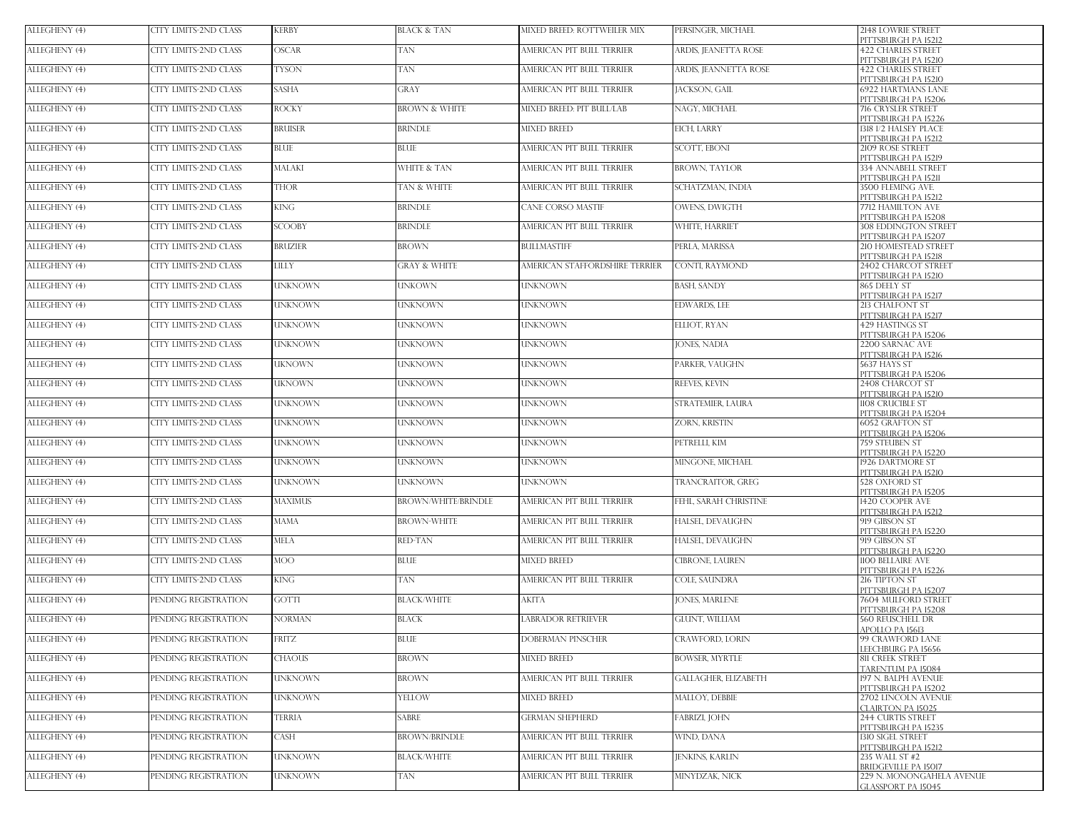| | | | | | | |
|---|---|---|---|---|---|---|
| ALLEGHENY (4) | CITY LIMITS-2ND CLASS | KERBY | BLACK & TAN | MIXED BREED: ROTTWEILER MIX | PERSINGER, MICHAEL | 2148 LOWRIE STREET PITTSBURGH PA 15212 |
| ALLEGHENY (4) | CITY LIMITS-2ND CLASS | OSCAR | TAN | AMERICAN PIT BULL TERRIER | ARDIS, JEANETTA ROSE | 422 CHARLES STREET PITTSBURGH PA 15210 |
| ALLEGHENY (4) | CITY LIMITS-2ND CLASS | TYSON | TAN | AMERICAN PIT BULL TERRIER | ARDIS, JEANNETTA ROSE | 422 CHARLES STREET PITTSBURGH PA 15210 |
| ALLEGHENY (4) | CITY LIMITS-2ND CLASS | SASHA | GRAY | AMERICAN PIT BULL TERRIER | JACKSON, GAIL | 6922 HARTMANS LANE PITTSBURGH PA 15206 |
| ALLEGHENY (4) | CITY LIMITS-2ND CLASS | ROCKY | BROWN & WHITE | MIXED BREED: PIT BULL/LAB | NAGY, MICHAEL | 716 CRYSLER STREET PITTSBURGH PA 15226 |
| ALLEGHENY (4) | CITY LIMITS-2ND CLASS | BRUISER | BRINDLE | MIXED BREED | EICH, LARRY | 1318 1/2 HALSEY PLACE PITTSBURGH PA 15212 |
| ALLEGHENY (4) | CITY LIMITS-2ND CLASS | BLUE | BLUE | AMERICAN PIT BULL TERRIER | SCOTT, EBONI | 2109 ROSE STREET PITTSBURGH PA 15219 |
| ALLEGHENY (4) | CITY LIMITS-2ND CLASS | MALAKI | WHITE & TAN | AMERICAN PIT BULL TERRIER | BROWN, TAYLOR | 334 ANNABELL STREET PITTSBURGH PA 15211 |
| ALLEGHENY (4) | CITY LIMITS-2ND CLASS | THOR | TAN & WHITE | AMERICAN PIT BULL TERRIER | SCHATZMAN, INDIA | 3500 FLEMING AVE PITTSBURGH PA 15212 |
| ALLEGHENY (4) | CITY LIMITS-2ND CLASS | KING | BRINDLE | CANE CORSO MASTIF | OWENS, DWIGTH | 7712 HAMILTON AVE PITTSBURGH PA 15208 |
| ALLEGHENY (4) | CITY LIMITS-2ND CLASS | SCOOBY | BRINDLE | AMERICAN PIT BULL TERRIER | WHITE, HARRIET | 308 EDDINGTON STREET PITTSBURGH PA 15207 |
| ALLEGHENY (4) | CITY LIMITS-2ND CLASS | BRUZIER | BROWN | BULLMASTIFF | PERLA, MARISSA | 210 HOMESTEAD STREET PITTSBURGH PA 15218 |
| ALLEGHENY (4) | CITY LIMITS-2ND CLASS | LILLY | GRAY & WHITE | AMERICAN STAFFORDSHIRE TERRIER | CONTI, RAYMOND | 2402 CHARCOT STREET PITTSBURGH PA 15210 |
| ALLEGHENY (4) | CITY LIMITS-2ND CLASS | UNKNOWN | UNKOWN | UNKNOWN | BASH, SANDY | 865 DEELY ST PITTSBURGH PA 15217 |
| ALLEGHENY (4) | CITY LIMITS-2ND CLASS | UNKNOWN | UNKNOWN | UNKNOWN | EDWARDS, LEE | 213 CHALFONT ST PITTSBURGH PA 15217 |
| ALLEGHENY (4) | CITY LIMITS-2ND CLASS | UNKNOWN | UNKNOWN | UNKNOWN | ELLIOT, RYAN | 429 HASTINGS ST PITTSBURGH PA 15206 |
| ALLEGHENY (4) | CITY LIMITS-2ND CLASS | UNKNOWN | UNKNOWN | UNKNOWN | JONES, NADIA | 2200 SARNAC AVE PITTSBURGH PA 15216 |
| ALLEGHENY (4) | CITY LIMITS-2ND CLASS | UKNOWN | UNKNOWN | UNKNOWN | PARKER, VAUGHN | 5637 HAYS ST PITTSBURGH PA 15206 |
| ALLEGHENY (4) | CITY LIMITS-2ND CLASS | UKNOWN | UNKNOWN | UNKNOWN | REEVES, KEVIN | 2408 CHARCOT ST PITTSBURGH PA 15210 |
| ALLEGHENY (4) | CITY LIMITS-2ND CLASS | UNKNOWN | UNKNOWN | UNKNOWN | STRATEMIER, LAURA | 1108 CRUCIBLE ST PITTSBURGH PA 15204 |
| ALLEGHENY (4) | CITY LIMITS-2ND CLASS | UNKNOWN | UNKNOWN | UNKNOWN | ZORN, KRISTIN | 6052 GRAFTON ST PITTSBURGH PA 15206 |
| ALLEGHENY (4) | CITY LIMITS-2ND CLASS | UNKNOWN | UNKNOWN | UNKNOWN | PETRELLI, KIM | 759 STEUBEN ST PITTSBURGH PA 15220 |
| ALLEGHENY (4) | CITY LIMITS-2ND CLASS | UNKNOWN | UNKNOWN | UNKNOWN | MINGONE, MICHAEL | 1926 DARTMORE ST PITTSBURGH PA 15210 |
| ALLEGHENY (4) | CITY LIMITS-2ND CLASS | UNKNOWN | UNKNOWN | UNKNOWN | TRANCRAITOR, GREG | 528 OXFORD ST PITTSBURGH PA 15205 |
| ALLEGHENY (4) | CITY LIMITS-2ND CLASS | MAXIMUS | BROWN/WHITE/BRINDLE | AMERICAN PIT BULL TERRIER | FEHL, SARAH CHRISTINE | 1420 COOPER AVE PITTSBURGH PA 15212 |
| ALLEGHENY (4) | CITY LIMITS-2ND CLASS | MAMA | BROWN-WHITE | AMERICAN PIT BULL TERRIER | HALSEL, DEVAUGHN | 919 GIBSON ST PITTSBURGH PA 15220 |
| ALLEGHENY (4) | CITY LIMITS-2ND CLASS | MELA | RED-TAN | AMERICAN PIT BULL TERRIER | HALSEL, DEVAUGHN | 919 GIBSON ST PITTSBURGH PA 15220 |
| ALLEGHENY (4) | CITY LIMITS-2ND CLASS | MOO | BLUE | MIXED BREED | CIBRONE, LAUREN | 1100 BELLAIRE AVE PITTSBURGH PA 15226 |
| ALLEGHENY (4) | CITY LIMITS-2ND CLASS | KING | TAN | AMERICAN PIT BULL TERRIER | COLE, SAUNDRA | 216 TIPTON ST PITTSBURGH PA 15207 |
| ALLEGHENY (4) | PENDING REGISTRATION | GOTTI | BLACK/WHITE | AKITA | JONES, MARLENE | 7604 MULFORD STREET PITTSBURGH PA 15208 |
| ALLEGHENY (4) | PENDING REGISTRATION | NORMAN | BLACK | LABRADOR RETRIEVER | GLUNT, WILLIAM | 560 REUSCHELL DR APOLLO PA 15613 |
| ALLEGHENY (4) | PENDING REGISTRATION | FRITZ | BLUE | DOBERMAN PINSCHER | CRAWFORD, LORIN | 99 CRAWFORD LANE LEECHBURG PA 15656 |
| ALLEGHENY (4) | PENDING REGISTRATION | CHAOUS | BROWN | MIXED BREED | BOWSER, MYRTLE | 811 CREEK STREET TARENTUM PA 15084 |
| ALLEGHENY (4) | PENDING REGISTRATION | UNKNOWN | BROWN | AMERICAN PIT BULL TERRIER | GALLAGHER, ELIZABETH | 197 N. BALPH AVENUE PITTSBURGH PA 15202 |
| ALLEGHENY (4) | PENDING REGISTRATION | UNKNOWN | YELLOW | MIXED BREED | MALLOY, DEBBIE | 2702 LINCOLN AVENUE CLAIRTON PA 15025 |
| ALLEGHENY (4) | PENDING REGISTRATION | TERRIA | SABRE | GERMAN SHEPHERD | FABRIZI, JOHN | 244 CURTIS STREET PITTSBURGH PA 15235 |
| ALLEGHENY (4) | PENDING REGISTRATION | CASH | BROWN/BRINDLE | AMERICAN PIT BULL TERRIER | WIND, DANA | 1310 SIGEL STREET PITTSBURGH PA 15212 |
| ALLEGHENY (4) | PENDING REGISTRATION | UNKNOWN | BLACK/WHITE | AMERICAN PIT BULL TERRIER | JENKINS, KARLIN | 235 WALL ST #2 BRIDGEVILLE PA 15017 |
| ALLEGHENY (4) | PENDING REGISTRATION | UNKNOWN | TAN | AMERICAN PIT BULL TERRIER | MINYDZAK, NICK | 229 N. MONONGAHELA AVENUE GLASSPORT PA 15045 |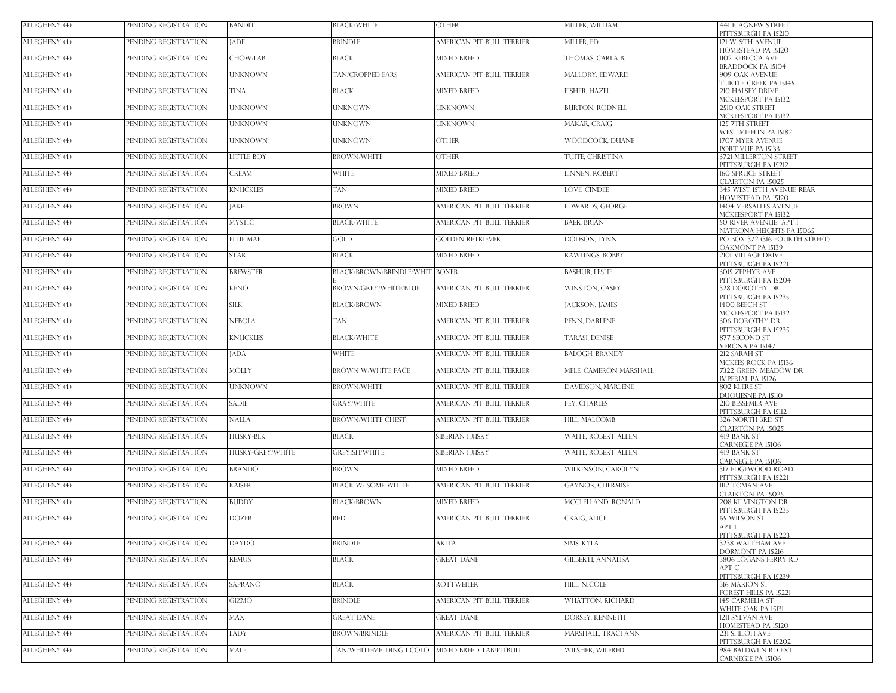| | | | | | | |
|---|---|---|---|---|---|---|
| ALLEGHENY (4) | PENDING REGISTRATION | BANDIT | BLACK/WHITE | OTHER | MILLER, WILLIAM | 441 E. AGNEW STREET PITTSBURGH PA 15210 |
| ALLEGHENY (4) | PENDING REGISTRATION | JADE | BRINDLE | AMERICAN PIT BULL TERRIER | MILLER, ED | 121 W. 9TH AVENUE HOMESTEAD PA 15120 |
| ALLEGHENY (4) | PENDING REGISTRATION | CHOW/LAB | BLACK | MIXED BREED | THOMAS, CARLA B. | 1102 REBECCA AVE BRADDOCK PA 15104 |
| ALLEGHENY (4) | PENDING REGISTRATION | UNKNOWN | TAN/CROPPED EARS | AMERICAN PIT BULL TERRIER | MALLORY, EDWARD | 909 OAK AVENUE TURTLE CREEK PA 15145 |
| ALLEGHENY (4) | PENDING REGISTRATION | TINA | BLACK | MIXED BREED | FISHER, HAZEL | 210 HALSEY DRIVE MCKEESPORT PA 15132 |
| ALLEGHENY (4) | PENDING REGISTRATION | UNKNOWN | UNKNOWN | UNKNOWN | BURTON, RODNELL | 2510 OAK STREET MCKEESPORT PA 15132 |
| ALLEGHENY (4) | PENDING REGISTRATION | UNKNOWN | UNKNOWN | UNKNOWN | MAKAR, CRAIG | 125 7TH STREET WEST MIFFLIN PA 15182 |
| ALLEGHENY (4) | PENDING REGISTRATION | UNKNOWN | UNKNOWN | OTHER | WOODCOCK, DUANE | 1707 MYER AVENUE PORT VUE PA 15133 |
| ALLEGHENY (4) | PENDING REGISTRATION | LITTLE BOY | BROWN/WHITE | OTHER | TUITE, CHRISTINA | 3721 MILLERTON STREET PITTSBURGH PA 15212 |
| ALLEGHENY (4) | PENDING REGISTRATION | CREAM | WHITE | MIXED BREED | LINNEN, ROBERT | 160 SPRUCE STREET CLAIRTON PA 15025 |
| ALLEGHENY (4) | PENDING REGISTRATION | KNUCKLES | TAN | MIXED BREED | LOVE, CINDEE | 345 WEST 15TH AVENUE REAR HOMESTEAD PA 15120 |
| ALLEGHENY (4) | PENDING REGISTRATION | JAKE | BROWN | AMERICAN PIT BULL TERRIER | EDWARDS, GEORGE | 1404 VERSALLES AVENUE MCKEESPORT PA 15132 |
| ALLEGHENY (4) | PENDING REGISTRATION | MYSTIC | BLACK/WHITE | AMERICAN PIT BULL TERRIER | BAER, BRIAN | 50 RIVER AVENUE APT 1 NATRONA HEIGHTS PA 15065 |
| ALLEGHENY (4) | PENDING REGISTRATION | ELLIE MAE | GOLD | GOLDEN RETRIEVER | DODSON, LYNN | PO BOX 372 (316 FOURTH STREET) OAKMONT PA 15139 |
| ALLEGHENY (4) | PENDING REGISTRATION | STAR | BLACK | MIXED BREED | RAWLINGS, BOBBY | 2101 VILLAGE DRIVE PITTSBURGH PA 15221 |
| ALLEGHENY (4) | PENDING REGISTRATION | BREWSTER | BLACK/BROWN/BRINDLE/WHITE | BOXER | BASHUR, LESLIE | 3015 ZEPHYR AVE PITTSBURGH PA 15204 |
| ALLEGHENY (4) | PENDING REGISTRATION | KENO | BROWN/GREY/WHITE/BLUE | AMERICAN PIT BULL TERRIER | WINSTON, CASEY | 328 DOROTHY DR PITTSBURGH PA 15235 |
| ALLEGHENY (4) | PENDING REGISTRATION | SILK | BLACK/BROWN | MIXED BREED | JACKSON, JAMES | 1400 BEECH ST MCKEESPORT PA 15132 |
| ALLEGHENY (4) | PENDING REGISTRATION | NEBOLA | TAN | AMERICAN PIT BULL TERRIER | PENN, DARLENE | 306 DOROTHY DR PITTSBURGH PA 15235 |
| ALLEGHENY (4) | PENDING REGISTRATION | KNUCKLES | BLACK/WHITE | AMERICAN PIT BULL TERRIER | TARASI, DENISE | 877 SECOND ST VERONA PA 15147 |
| ALLEGHENY (4) | PENDING REGISTRATION | JADA | WHITE | AMERICAN PIT BULL TERRIER | BALOGH, BRANDY | 212 SARAH ST MCKEES ROCK PA 15136 |
| ALLEGHENY (4) | PENDING REGISTRATION | MOLLY | BROWN W/WHITE FACE | AMERICAN PIT BULL TERRIER | MELE, CAMERON MARSHALL | 7322 GREEN MEADOW DR IMPERIAL PA 15126 |
| ALLEGHENY (4) | PENDING REGISTRATION | UNKNOWN | BROWN/WHITE | AMERICAN PIT BULL TERRIER | DAVIDSON, MARLENE | 802 KLERE ST DUQUESNE PA 15110 |
| ALLEGHENY (4) | PENDING REGISTRATION | SADIE | GRAY/WHITE | AMERICAN PIT BULL TERRIER | FEY, CHARLES | 210 BESSEMER AVE PITTSBURGH PA 15112 |
| ALLEGHENY (4) | PENDING REGISTRATION | NALLA | BROWN/WHITE CHEST | AMERICAN PIT BULL TERRIER | HILL, MALCOMB | 326 NORTH 3RD ST CLAIRTON PA 15025 |
| ALLEGHENY (4) | PENDING REGISTRATION | HUSKY-BLK | BLACK | SIBERIAN HUSKY | WAITE, ROBERT ALLEN | 419 BANK ST CARNEGIE PA 15106 |
| ALLEGHENY (4) | PENDING REGISTRATION | HUSKY-GREY/WHITE | GREYISH/WHITE | SIBERIAN HUSKY | WAITE, ROBERT ALLEN | 419 BANK ST CARNEGIE PA 15106 |
| ALLEGHENY (4) | PENDING REGISTRATION | BRANDO | BROWN | MIXED BREED | WILKINSON, CAROLYN | 317 EDGEWOOD ROAD PITTSBURGH PA 15221 |
| ALLEGHENY (4) | PENDING REGISTRATION | KAISER | BLACK W/ SOME WHITE | AMERICAN PIT BULL TERRIER | GAYNOR, CHERMISE | 1112 TOMAN AVE CLAIRTON PA 15025 |
| ALLEGHENY (4) | PENDING REGISTRATION | BUDDY | BLACK/BROWN | MIXED BREED | MCCLELLAND, RONALD | 208 KILVINGTON DR PITTSBURGH PA 15235 |
| ALLEGHENY (4) | PENDING REGISTRATION | DOZER | RED | AMERICAN PIT BULL TERRIER | CRAIG, ALICE | 65 WILSON ST APT 1 PITTSBURGH PA 15223 |
| ALLEGHENY (4) | PENDING REGISTRATION | DAYDO | BRINDLE | AKITA | SIMS, KYLA | 3238 WALTHAM AVE DORMONT PA 15216 |
| ALLEGHENY (4) | PENDING REGISTRATION | REMUS | BLACK | GREAT DANE | GILBERTI, ANNALISA | 3806 LOGANS FERRY RD APT C PITTSBURGH PA 15239 |
| ALLEGHENY (4) | PENDING REGISTRATION | SAPRANO | BLACK | ROTTWEILER | HILL, NICOLE | 316 MARION ST FOREST HILLS PA 15221 |
| ALLEGHENY (4) | PENDING REGISTRATION | GIZMO | BRINDLE | AMERICAN PIT BULL TERRIER | WHATTON, RICHARD | 145 CARMELIA ST WHITE OAK PA 15131 |
| ALLEGHENY (4) | PENDING REGISTRATION | MAX | GREAT DANE | GREAT DANE | DORSEY, KENNETH | 1211 SYLVAN AVE HOMESTEAD PA 15120 |
| ALLEGHENY (4) | PENDING REGISTRATION | LADY | BROWN/BRINDLE | AMERICAN PIT BULL TERRIER | MARSHALL, TRACI ANN | 231 SHILOH AVE PITTSBURGH PA 15202 |
| ALLEGHENY (4) | PENDING REGISTRATION | MALE | TAN/WHITE-MELDING 1 COLO | MIXED BREED: LAB/PITBULL | WILSHER, WILFRED | 984 BALDWIIN RD EXT CARNEGIE PA 15106 |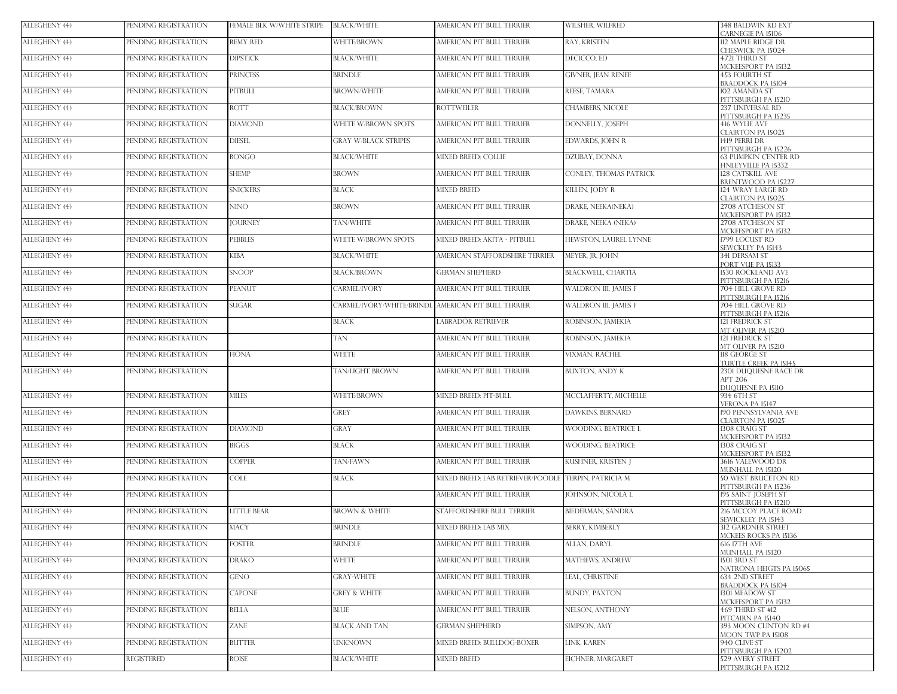| | | | | | | |
|---|---|---|---|---|---|---|
| ALLEGHENY (4) | PENDING REGISTRATION | FEMALE BLK W/WHITE STRIPE | BLACK/WHITE | AMERICAN PIT BULL TERRIER | WILSHER, WILFRED | 348 BALDWIN RD EXT CARNEGIE PA 15106 |
| ALLEGHENY (4) | PENDING REGISTRATION | REMY RED | WHITE/BROWN | AMERICAN PIT BULL TERRIER | RAY, KRISTEN | 112 MAPLE RIDGE DR CHESWICK PA 15024 |
| ALLEGHENY (4) | PENDING REGISTRATION | DIPSTICK | BLACK/WHITE | AMERICAN PIT BULL TERRIER | DECICCO, ED | 4721 THIRD ST MCKEESPORT PA 15132 |
| ALLEGHENY (4) | PENDING REGISTRATION | PRINCESS | BRINDLE | AMERICAN PIT BULL TERRIER | GIVNER, JEAN RENEE | 453 FOURTH ST BRADDOCK PA 15104 |
| ALLEGHENY (4) | PENDING REGISTRATION | PITBULL | BROWN/WHITE | AMERICAN PIT BULL TERRIER | REESE, TAMARA | 102 AMANDA ST PITTSBURGH PA 15210 |
| ALLEGHENY (4) | PENDING REGISTRATION | ROTT | BLACK/BROWN | ROTTWEILER | CHAMBERS, NICOLE | 237 UNIVERSAL RD PITTSBURGH PA 15235 |
| ALLEGHENY (4) | PENDING REGISTRATION | DIAMOND | WHITE W/BROWN SPOTS | AMERICAN PIT BULL TERRIER | DONNELLY, JOSEPH | 416 WYLIE AVE CLAIRTON PA 15025 |
| ALLEGHENY (4) | PENDING REGISTRATION | DIESEL | GRAY W/BLACK STRIPES | AMERICAN PIT BULL TERRIER | EDWARDS, JOHN R | 1419 PERRI DR PITTSBURGH PA 15226 |
| ALLEGHENY (4) | PENDING REGISTRATION | BONGO | BLACK/WHITE | MIXED BREED: COLLIE | DZUBAY, DONNA | 63 PUMPKIN CENTER RD FINLEYVILLE PA 15332 |
| ALLEGHENY (4) | PENDING REGISTRATION | SHEMP | BROWN | AMERICAN PIT BULL TERRIER | CONLEY, THOMAS PATRICK | 128 CATSKILL AVE BRENTWOOD PA 15227 |
| ALLEGHENY (4) | PENDING REGISTRATION | SNICKERS | BLACK | MIXED BREED | KILLEN, JODY R | 124 WRAY LARGE RD CLAIRTON PA 15025 |
| ALLEGHENY (4) | PENDING REGISTRATION | NINO | BROWN | AMERICAN PIT BULL TERRIER | DRAKE, NEEKA(NEKA) | 2708 ATCHESON ST MCKEESPORT PA 15132 |
| ALLEGHENY (4) | PENDING REGISTRATION | JOURNEY | TAN/WHITE | AMERICAN PIT BULL TERRIER | DRAKE, NEEKA (NEKA) | 2708 ATCHESON ST MCKEESPORT PA 15132 |
| ALLEGHENY (4) | PENDING REGISTRATION | PEBBLES | WHITE W/BROWN SPOTS | MIXED BREED: AKITA - PITBULL | HEWSTON, LAUREL LYNNE | 1799 LOCUST RD SEWCKLEY PA 15143 |
| ALLEGHENY (4) | PENDING REGISTRATION | KIBA | BLACK/WHITE | AMERICAN STAFFORDSHIRE TERRIER | MEYER, JR, JOHN | 341 DERSAM ST PORT VUE PA 15133 |
| ALLEGHENY (4) | PENDING REGISTRATION | SNOOP | BLACK/BROWN | GERMAN SHEPHERD | BLACKWELL, CHARTIA | 1530 ROCKLAND AVE PITTSBURGH PA 15216 |
| ALLEGHENY (4) | PENDING REGISTRATION | PEANUT | CARMEL/IVORY | AMERICAN PIT BULL TERRIER | WALDRON III, JAMES F | 704 HILL GROVE RD PITTSBURGH PA 15216 |
| ALLEGHENY (4) | PENDING REGISTRATION | SUGAR | CARMEL/IVORY/WHITE/BRINDL | AMERICAN PIT BULL TERRIER | WALDRON III, JAMES F | 704 HILL GROVE RD PITTSBURGH PA 15216 |
| ALLEGHENY (4) | PENDING REGISTRATION | | BLACK | LABRADOR RETRIEVER | ROBINSON, JAMEKIA | 121 FREDRICK ST MT OLIVER PA 15210 |
| ALLEGHENY (4) | PENDING REGISTRATION | | TAN | AMERICAN PIT BULL TERRIER | ROBINSON, JAMEKIA | 121 FREDRICK ST MT OLIVER PA 15210 |
| ALLEGHENY (4) | PENDING REGISTRATION | FIONA | WHITE | AMERICAN PIT BULL TERRIER | VIXMAN, RACHEL | 118 GEORGE ST TURTLE CREEK PA 15145 |
| ALLEGHENY (4) | PENDING REGISTRATION | | TAN/LIGHT BROWN | AMERICAN PIT BULL TERRIER | BUXTON, ANDY K | 2301 DUQUESNE RACE DR APT 206 DUQUESNE PA 15110 |
| ALLEGHENY (4) | PENDING REGISTRATION | MILES | WHITE/BROWN | MIXED BREED: PIT-BULL | MCCLAFFERTY, MICHELLE | 934 6TH ST VERONA PA 15147 |
| ALLEGHENY (4) | PENDING REGISTRATION | | GREY | AMERICAN PIT BULL TERRIER | DAWKINS, BERNARD | 190 PENNSYLVANIA AVE CLAIRTON PA 15025 |
| ALLEGHENY (4) | PENDING REGISTRATION | DIAMOND | GRAY | AMERICAN PIT BULL TERRIER | WOODING, BEATRICE L | 1308 CRAIG ST MCKEESPORT PA 15132 |
| ALLEGHENY (4) | PENDING REGISTRATION | BIGGS | BLACK | AMERICAN PIT BULL TERRIER | WOODING, BEATRICE | 1308 CRAIG ST MCKEESPORT PA 15132 |
| ALLEGHENY (4) | PENDING REGISTRATION | COPPER | TAN/FAWN | AMERICAN PIT BULL TERRIER | KUSHNER, KRISTEN J | 3616 VALEWOOD DR MUNHALL PA 15120 |
| ALLEGHENY (4) | PENDING REGISTRATION | COLE | BLACK | MIXED BREED: LAB RETRIEVER/POODLE | TERPIN, PATRICIA M | 50 WEST BRUCETON RD PITTSBURGH PA 15236 |
| ALLEGHENY (4) | PENDING REGISTRATION | | | AMERICAN PIT BULL TERRIER | JOHNSON, NICOLA L | 195 SAINT JOSEPH ST PITTSBURGH PA 15210 |
| ALLEGHENY (4) | PENDING REGISTRATION | LITTLE BEAR | BROWN & WHITE | STAFFORDSHIRE BULL TERRIER | BIEDERMAN, SANDRA | 216 MCCOY PLACE ROAD SEWICKLEY PA 15143 |
| ALLEGHENY (4) | PENDING REGISTRATION | MACY | BRINDLE | MIXED BREED: LAB MIX | BERRY, KIMBERLY | 312 GARDNER STREET MCKEES ROCKS PA 15136 |
| ALLEGHENY (4) | PENDING REGISTRATION | FOSTER | BRINDLE | AMERICAN PIT BULL TERRIER | ALLAN, DARYL | 616 17TH AVE MUNHALL PA 15120 |
| ALLEGHENY (4) | PENDING REGISTRATION | DRAKO | WHITE | AMERICAN PIT BULL TERRIER | MATHEWS, ANDREW | 1501 3RD ST NATRONA HEIGTS PA 15065 |
| ALLEGHENY (4) | PENDING REGISTRATION | GENO | GRAY-WHITE | AMERICAN PIT BULL TERRIER | LEAL, CHRISTINE | 634 2ND STREET BRADDOCK PA 15104 |
| ALLEGHENY (4) | PENDING REGISTRATION | CAPONE | GREY & WHITE | AMERICAN PIT BULL TERRIER | BUNDY, PAXTON | 1301 MEADOW ST MCKEESPORT PA 15132 |
| ALLEGHENY (4) | PENDING REGISTRATION | BELLA | BLUE | AMERICAN PIT BULL TERRIER | NELSON, ANTHONY | 469 THIRD ST #12 PITCAIRN PA 15140 |
| ALLEGHENY (4) | PENDING REGISTRATION | ZANE | BLACK AND TAN | GERMAN SHEPHERD | SIMPSON, AMY | 393 MOON CLINTON RD #4 MOON TWP PA 15108 |
| ALLEGHENY (4) | PENDING REGISTRATION | BUTTER | UNKNOWN | MIXED BREED: BULLDOG-BOXER | LINK, KAREN | 940 CLIVE ST PITTSBURGH PA 15202 |
| ALLEGHENY (4) | REGISTERED | BOISE | BLACK/WHITE | MIXED BREED | EICHNER, MARGARET | 529 AVERY STREET PITTSBURGH PA 15212 |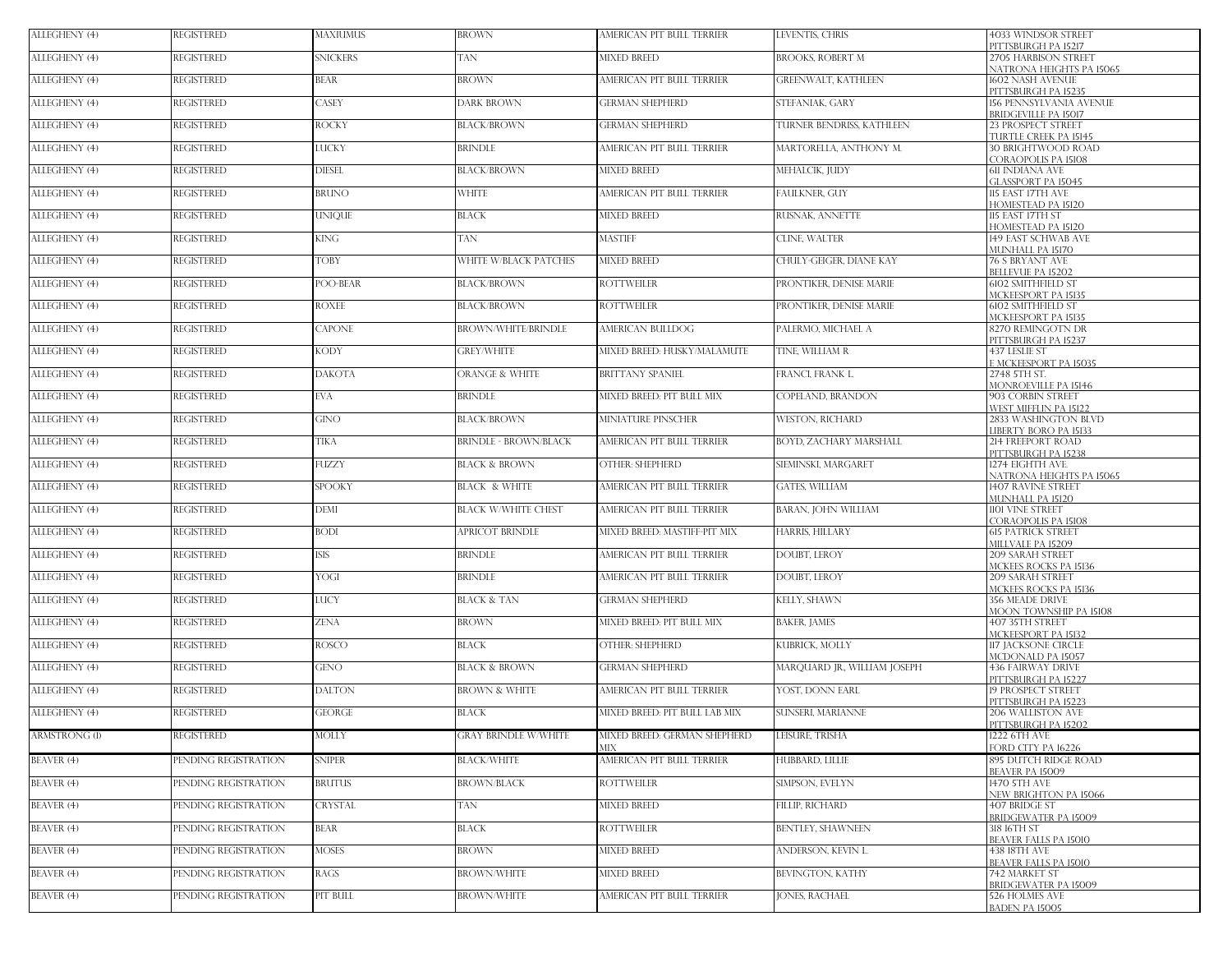| | | | | | | |
|---|---|---|---|---|---|---|
| ALLEGHENY (4) | REGISTERED | MAXIUMUS | BROWN | AMERICAN PIT BULL TERRIER | LEVENTIS, CHRIS | 4033 WINDSOR STREET PITTSBURGH PA 15217 |
| ALLEGHENY (4) | REGISTERED | SNICKERS | TAN | MIXED BREED | BROOKS, ROBERT M | 2705 HARBISON STREET NATRONA HEIGHTS PA 15065 |
| ALLEGHENY (4) | REGISTERED | BEAR | BROWN | AMERICAN PIT BULL TERRIER | GREENWALT, KATHLEEN | 1602 NASH AVENUE PITTSBURGH PA 15235 |
| ALLEGHENY (4) | REGISTERED | CASEY | DARK BROWN | GERMAN SHEPHERD | STEFANIAK, GARY | 156 PENNSYLVANIA AVENUE BRIDGEVILLE PA 15017 |
| ALLEGHENY (4) | REGISTERED | ROCKY | BLACK/BROWN | GERMAN SHEPHERD | TURNER BENDRISS, KATHLEEN | 23 PROSPECT STREET TURTLE CREEK PA 15145 |
| ALLEGHENY (4) | REGISTERED | LUCKY | BRINDLE | AMERICAN PIT BULL TERRIER | MARTORELLA, ANTHONY M. | 30 BRIGHTWOOD ROAD CORAOPOLIS PA 15108 |
| ALLEGHENY (4) | REGISTERED | DIESEL | BLACK/BROWN | MIXED BREED | MEHALCIK, JUDY | 611 INDIANA AVE GLASSPORT PA 15045 |
| ALLEGHENY (4) | REGISTERED | BRUNO | WHITE | AMERICAN PIT BULL TERRIER | FAULKNER, GUY | 115 EAST 17TH AVE HOMESTEAD PA 15120 |
| ALLEGHENY (4) | REGISTERED | UNIQUE | BLACK | MIXED BREED | RUSNAK, ANNETTE | 115 EAST 17TH ST HOMESTEAD PA 15120 |
| ALLEGHENY (4) | REGISTERED | KING | TAN | MASTIFF | CLINE, WALTER | 149 EAST SCHWAB AVE MUNHALL PA 15170 |
| ALLEGHENY (4) | REGISTERED | TOBY | WHITE W/BLACK PATCHES | MIXED BREED | CHULY-GEIGER, DIANE KAY | 76 S BRYANT AVE BELLEVUE PA 15202 |
| ALLEGHENY (4) | REGISTERED | POO-BEAR | BLACK/BROWN | ROTTWEILER | PRONTIKER, DENISE MARIE | 6102 SMITHFIELD ST MCKEESPORT PA 15135 |
| ALLEGHENY (4) | REGISTERED | ROXEE | BLACK/BROWN | ROTTWEILER | PRONTIKER, DENISE MARIE | 6102 SMITHFIELD ST MCKEESPORT PA 15135 |
| ALLEGHENY (4) | REGISTERED | CAPONE | BROWN/WHITE/BRINDLE | AMERICAN BULLDOG | PALERMO, MICHAEL A | 8270 REMINGOTN DR PITTSBURGH PA 15237 |
| ALLEGHENY (4) | REGISTERED | KODY | GREY/WHITE | MIXED BREED: HUSKY/MALAMUTE | TINE, WILLIAM R | 437 LESLIE ST E MCKEESPORT PA 15035 |
| ALLEGHENY (4) | REGISTERED | DAKOTA | ORANGE & WHITE | BRITTANY SPANIEL | FRANCI, FRANK L | 2748 5TH ST. MONROEVILLE PA 15146 |
| ALLEGHENY (4) | REGISTERED | EVA | BRINDLE | MIXED BREED: PIT BULL MIX | COPELAND, BRANDON | 903 CORBIN STREET WEST MIFFLIN PA 15122 |
| ALLEGHENY (4) | REGISTERED | GINO | BLACK/BROWN | MINIATURE PINSCHER | WESTON, RICHARD | 2833 WASHINGTON BLVD LIBERTY BORO PA 15133 |
| ALLEGHENY (4) | REGISTERED | TIKA | BRINDLE - BROWN/BLACK | AMERICAN PIT BULL TERRIER | BOYD, ZACHARY MARSHALL | 214 FREEPORT ROAD PITTSBURGH PA 15238 |
| ALLEGHENY (4) | REGISTERED | FUZZY | BLACK & BROWN | OTHER: SHEPHERD | SIEMINSKI, MARGARET | 1274 EIGHTH AVE. NATRONA HEIGHTS PA 15065 |
| ALLEGHENY (4) | REGISTERED | SPOOKY | BLACK & WHITE | AMERICAN PIT BULL TERRIER | GATES, WILLIAM | 1407 RAVINE STREET MUNHALL PA 15120 |
| ALLEGHENY (4) | REGISTERED | DEMI | BLACK W/WHITE CHEST | AMERICAN PIT BULL TERRIER | BARAN, JOHN WILLIAM | 1101 VINE STREET CORAOPOLIS PA 15108 |
| ALLEGHENY (4) | REGISTERED | BODI | APRICOT BRINDLE | MIXED BREED: MASTIFF-PIT MIX | HARRIS, HILLARY | 615 PATRICK STREET MILLVALE PA 15209 |
| ALLEGHENY (4) | REGISTERED | ISIS | BRINDLE | AMERICAN PIT BULL TERRIER | DOUBT, LEROY | 209 SARAH STREET MCKEES ROCKS PA 15136 |
| ALLEGHENY (4) | REGISTERED | YOGI | BRINDLE | AMERICAN PIT BULL TERRIER | DOUBT, LEROY | 209 SARAH STREET MCKEES ROCKS PA 15136 |
| ALLEGHENY (4) | REGISTERED | LUCY | BLACK & TAN | GERMAN SHEPHERD | KELLY, SHAWN | 356 MEADE DRIVE MOON TOWNSHIP PA 15108 |
| ALLEGHENY (4) | REGISTERED | ZENA | BROWN | MIXED BREED: PIT BULL MIX | BAKER, JAMES | 407 35TH STREET MCKEESPORT PA 15132 |
| ALLEGHENY (4) | REGISTERED | ROSCO | BLACK | OTHER: SHEPHERD | KUBRICK, MOLLY | 117 JACKSONE CIRCLE MCDONALD PA 15057 |
| ALLEGHENY (4) | REGISTERED | GENO | BLACK & BROWN | GERMAN SHEPHERD | MARQUARD JR., WILLIAM JOSEPH | 436 FAIRWAY DRIVE PITTSBURGH PA 15227 |
| ALLEGHENY (4) | REGISTERED | DALTON | BROWN & WHITE | AMERICAN PIT BULL TERRIER | YOST, DONN EARL | 19 PROSPECT STREET PITTSBURGH PA 15223 |
| ALLEGHENY (4) | REGISTERED | GEORGE | BLACK | MIXED BREED: PIT BULL LAB MIX | SUNSERI, MARIANNE | 206 WALLISTON AVE PITTSBURGH PA 15202 |
| ARMSTRONG (1) | REGISTERED | MOLLY | GRAY BRINDLE W/WHITE | MIXED BREED: GERMAN SHEPHERD MIX | LEISURE, TRISHA | 1222 6TH AVE FORD CITY PA 16226 |
| BEAVER (4) | PENDING REGISTRATION | SNIPER | BLACK/WHITE | AMERICAN PIT BULL TERRIER | HUBBARD, LILLIE | 895 DUTCH RIDGE ROAD BEAVER PA 15009 |
| BEAVER (4) | PENDING REGISTRATION | BRUTUS | BROWN/BLACK | ROTTWEILER | SIMPSON, EVELYN | 1470 5TH AVE NEW BRIGHTON PA 15066 |
| BEAVER (4) | PENDING REGISTRATION | CRYSTAL | TAN | MIXED BREED | FILLIP, RICHARD | 407 BRIDGE ST BRIDGEWATER PA 15009 |
| BEAVER (4) | PENDING REGISTRATION | BEAR | BLACK | ROTTWEILER | BENTLEY, SHAWNEEN | 318 16TH ST BEAVER FALLS PA 15010 |
| BEAVER (4) | PENDING REGISTRATION | MOSES | BROWN | MIXED BREED | ANDERSON, KEVIN L. | 438 18TH AVE BEAVER FALLS PA 15010 |
| BEAVER (4) | PENDING REGISTRATION | RAGS | BROWN/WHITE | MIXED BREED | BEVINGTON, KATHY | 742 MARKET ST BRIDGEWATER PA 15009 |
| BEAVER (4) | PENDING REGISTRATION | PIT BULL | BROWN/WHITE | AMERICAN PIT BULL TERRIER | JONES, RACHAEL | 526 HOLMES AVE BADEN PA 15005 |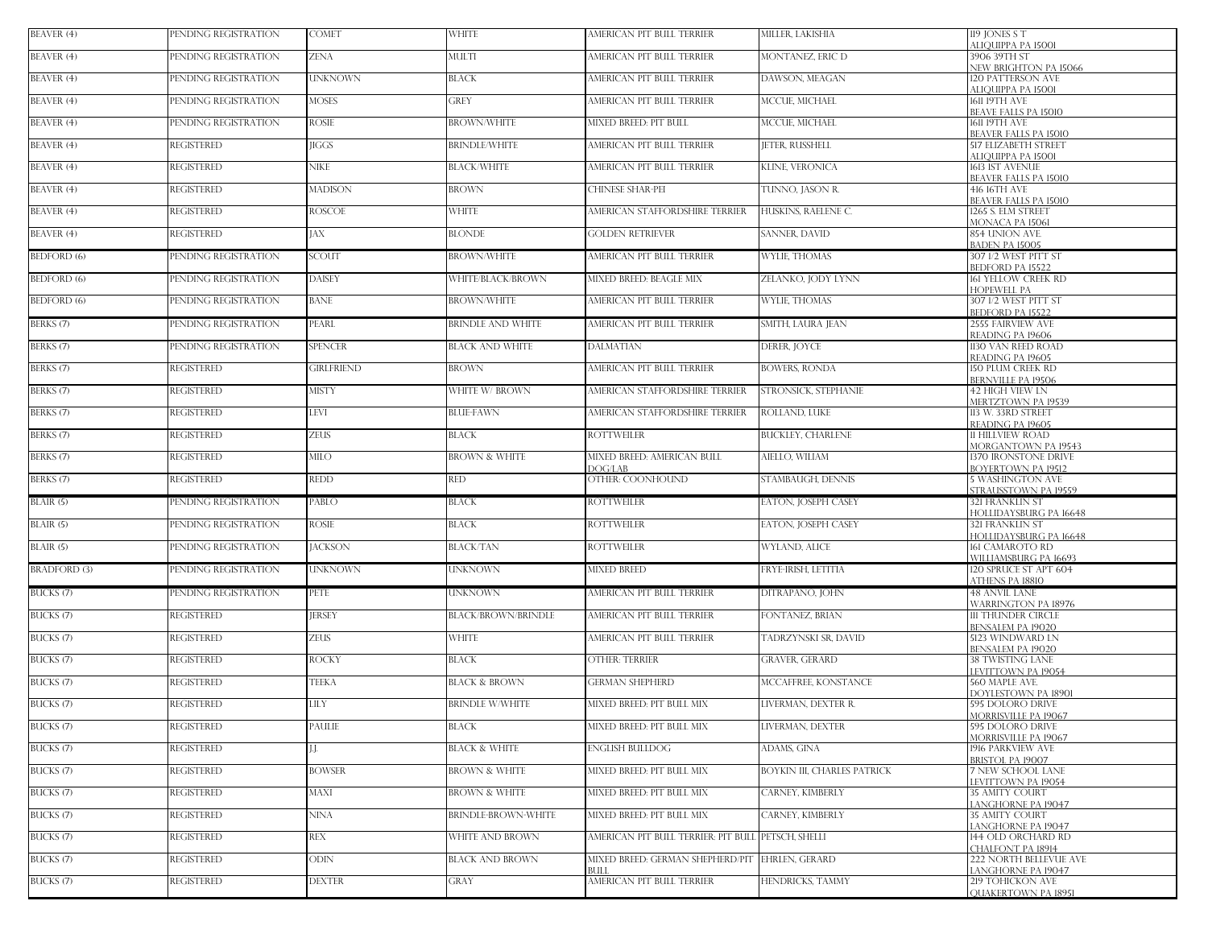| | | | | | | |
|---|---|---|---|---|---|---|
| BEAVER (4) | PENDING REGISTRATION | COMET | WHITE | AMERICAN PIT BULL TERRIER | MILLER, LAKISHIA | 1119 JONES S T<br>ALIQUIPPA PA 15001 |
| BEAVER (4) | PENDING REGISTRATION | ZENA | MULTI | AMERICAN PIT BULL TERRIER | MONTANEZ, ERIC D | 3906 39TH ST<br>NEW BRIGHTON PA 15066 |
| BEAVER (4) | PENDING REGISTRATION | UNKNOWN | BLACK | AMERICAN PIT BULL TERRIER | DAWSON, MEAGAN | 120 PATTERSON AVE<br>ALIQUIPPA PA 15001 |
| BEAVER (4) | PENDING REGISTRATION | MOSES | GREY | AMERICAN PIT BULL TERRIER | MCCUE, MICHAEL | 1611 19TH AVE<br>BEAVE FALLS PA 15010 |
| BEAVER (4) | PENDING REGISTRATION | ROSIE | BROWN/WHITE | MIXED BREED: PIT BULL | MCCUE, MICHAEL | 1611 19TH AVE<br>BEAVER FALLS PA 15010 |
| BEAVER (4) | REGISTERED | JIGGS | BRINDLE/WHITE | AMERICAN PIT BULL TERRIER | JETER, RUSSHELL | 517 ELIZABETH STREET<br>ALIQUIPPA PA 15001 |
| BEAVER (4) | REGISTERED | NIKE | BLACK/WHITE | AMERICAN PIT BULL TERRIER | KLINE, VERONICA | 1613 1ST AVENUE<br>BEAVER FALLS PA 15010 |
| BEAVER (4) | REGISTERED | MADISON | BROWN | CHINESE SHAR-PEI | TUNNO, JASON R. | 416 16TH AVE<br>BEAVER FALLS PA 15010 |
| BEAVER (4) | REGISTERED | ROSCOE | WHITE | AMERICAN STAFFORDSHIRE TERRIER | HUSKINS, RAELENE C. | 1265 S. ELM STREET<br>MONACA PA 15061 |
| BEAVER (4) | REGISTERED | JAX | BLONDE | GOLDEN RETRIEVER | SANNER, DAVID | 854 UNION AVE<br>BADEN PA 15005 |
| BEDFORD (6) | PENDING REGISTRATION | SCOUT | BROWN/WHITE | AMERICAN PIT BULL TERRIER | WYLIE, THOMAS | 307 1/2 WEST PITT ST<br>BEDFORD PA 15522 |
| BEDFORD (6) | PENDING REGISTRATION | DAISEY | WHITE/BLACK/BROWN | MIXED BREED: BEAGLE MIX | ZELANKO, JODY LYNN | 161 YELLOW CREEK RD<br>HOPEWELL PA |
| BEDFORD (6) | PENDING REGISTRATION | BANE | BROWN/WHITE | AMERICAN PIT BULL TERRIER | WYLIE, THOMAS | 307 1/2 WEST PITT ST<br>BEDFORD PA 15522 |
| BERKS (7) | PENDING REGISTRATION | PEARL | BRINDLE AND WHITE | AMERICAN PIT BULL TERRIER | SMITH, LAURA JEAN | 2555 FAIRVIEW AVE<br>READING PA 19606 |
| BERKS (7) | PENDING REGISTRATION | SPENCER | BLACK AND WHITE | DALMATIAN | DERER, JOYCE | 1130 VAN REED ROAD<br>READING PA 19605 |
| BERKS (7) | REGISTERED | GIRLFRIEND | BROWN | AMERICAN PIT BULL TERRIER | BOWERS, RONDA | 150 PLUM CREEK RD<br>BERNVILLE PA 19506 |
| BERKS (7) | REGISTERED | MISTY | WHITE W/ BROWN | AMERICAN STAFFORDSHIRE TERRIER | STRONSICK, STEPHANIE | 42 HIGH VIEW LN<br>MERTZTOWN PA 19539 |
| BERKS (7) | REGISTERED | LEVI | BLUE-FAWN | AMERICAN STAFFORDSHIRE TERRIER | ROLLAND, LUKE | 113 W. 33RD STREET<br>READING PA 19605 |
| BERKS (7) | REGISTERED | ZEUS | BLACK | ROTTWEILER | BUCKLEY, CHARLENE | 11 HILLVIEW ROAD<br>MORGANTOWN PA 19543 |
| BERKS (7) | REGISTERED | MILO | BROWN & WHITE | MIXED BREED: AMERICAN BULL DOG/LAB | AIELLO, WILIAM | 1370 IRONSTONE DRIVE<br>BOYERTOWN PA 19512 |
| BERKS (7) | REGISTERED | REDD | RED | OTHER: COONHOUND | STAMBAUGH, DENNIS | 5 WASHINGTON AVE<br>STRAUSSTOWN PA 19559 |
| BLAIR (5) | PENDING REGISTRATION | PABLO | BLACK | ROTTWEILER | EATON, JOSEPH CASEY | 321 FRANKLIN ST<br>HOLLIDAYSBURG PA 16648 |
| BLAIR (5) | PENDING REGISTRATION | ROSIE | BLACK | ROTTWEILER | EATON, JOSEPH CASEY | 321 FRANKLIN ST<br>HOLLIDAYSBURG PA 16648 |
| BLAIR (5) | PENDING REGISTRATION | JACKSON | BLACK/TAN | ROTTWEILER | WYLAND, ALICE | 161 CAMAROTO RD<br>WILLIAMSBURG PA 16693 |
| BRADFORD (3) | PENDING REGISTRATION | UNKNOWN | UNKNOWN | MIXED BREED | FRYE-IRISH, LETITIA | 120 SPRUCE ST APT 604<br>ATHENS PA 18810 |
| BUCKS (7) | PENDING REGISTRATION | PETE | UNKNOWN | AMERICAN PIT BULL TERRIER | DITRAPANO, JOHN | 48 ANVIL LANE<br>WARRINGTON PA 18976 |
| BUCKS (7) | REGISTERED | JERSEY | BLACK/BROWN/BRINDLE | AMERICAN PIT BULL TERRIER | FONTANEZ, BRIAN | 111 THUNDER CIRCLE<br>BENSALEM PA 19020 |
| BUCKS (7) | REGISTERED | ZEUS | WHITE | AMERICAN PIT BULL TERRIER | TADRZYNSKI SR, DAVID | 5123 WINDWARD LN<br>BENSALEM PA 19020 |
| BUCKS (7) | REGISTERED | ROCKY | BLACK | OTHER: TERRIER | GRAVER, GERARD | 38 TWISTING LANE<br>LEVITTOWN PA 19054 |
| BUCKS (7) | REGISTERED | TEEKA | BLACK & BROWN | GERMAN SHEPHERD | MCCAFFREE, KONSTANCE | 560 MAPLE AVE.<br>DOYLESTOWN PA 18901 |
| BUCKS (7) | REGISTERED | LILY | BRINDLE W/WHITE | MIXED BREED: PIT BULL MIX | LIVERMAN, DEXTER R. | 595 DOLORO DRIVE<br>MORRISVILLE PA 19067 |
| BUCKS (7) | REGISTERED | PAULIE | BLACK | MIXED BREED: PIT BULL MIX | LIVERMAN, DEXTER | 595 DOLORO DRIVE<br>MORRISVILLE PA 19067 |
| BUCKS (7) | REGISTERED | J.J. | BLACK & WHITE | ENGLISH BULLDOG | ADAMS, GINA | 1916 PARKVIEW AVE<br>BRISTOL PA 19007 |
| BUCKS (7) | REGISTERED | BOWSER | BROWN & WHITE | MIXED BREED: PIT BULL MIX | BOYKIN III, CHARLES PATRICK | 7 NEW SCHOOL LANE<br>LEVITTOWN PA 19054 |
| BUCKS (7) | REGISTERED | MAXI | BROWN & WHITE | MIXED BREED: PIT BULL MIX | CARNEY, KIMBERLY | 35 AMITY COURT<br>LANGHORNE PA 19047 |
| BUCKS (7) | REGISTERED | NINA | BRINDLE-BROWN-WHITE | MIXED BREED: PIT BULL MIX | CARNEY, KIMBERLY | 35 AMITY COURT<br>LANGHORNE PA 19047 |
| BUCKS (7) | REGISTERED | REX | WHITE AND BROWN | AMERICAN PIT BULL TERRIER: PIT BULL | PETSCH, SHELLI | 144 OLD ORCHARD RD<br>CHALFONT PA 18914 |
| BUCKS (7) | REGISTERED | ODIN | BLACK AND BROWN | MIXED BREED: GERMAN SHEPHERD/PIT BULL | EHRLEN, GERARD | 222 NORTH BELLEVUE AVE<br>LANGHORNE PA 19047 |
| BUCKS (7) | REGISTERED | DEXTER | GRAY | AMERICAN PIT BULL TERRIER | HENDRICKS, TAMMY | 219 TOHICKON AVE<br>QUAKERTOWN PA 18951 |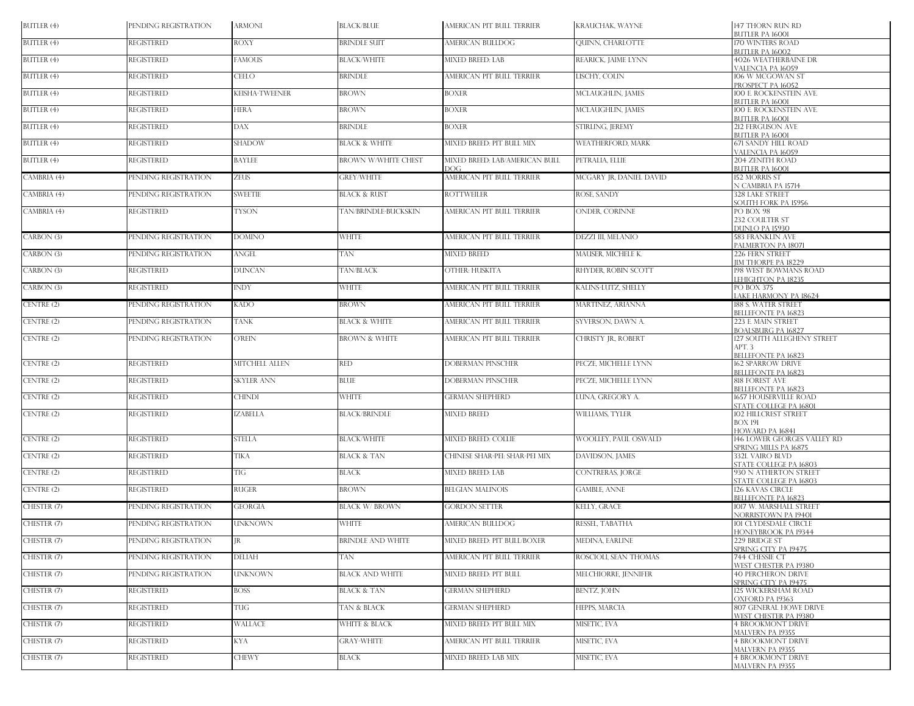| | | | | | | |
|---|---|---|---|---|---|---|
| BUTLER (4) | PENDING REGISTRATION | ARMONI | BLACK/BLUE | AMERICAN PIT BULL TERRIER | KRAUCHAK, WAYNE | 147 THORN RUN RD BUTLER PA 16001 |
| BUTLER (4) | REGISTERED | ROXY | BRINDLE SUIT | AMERICAN BULLDOG | QUINN, CHARLOTTE | 170 WINTERS ROAD BUTLER PA 16002 |
| BUTLER (4) | REGISTERED | FAMOUS | BLACK/WHITE | MIXED BREED: LAB | REARICK, JAIME LYNN | 4026 WEATHERBAINE DR VALENCIA PA 16059 |
| BUTLER (4) | REGISTERED | CEELO | BRINDLE | AMERICAN PIT BULL TERRIER | LISCHY, COLIN | 106 W MCGOWAN ST PROSPECT PA 16052 |
| BUTLER (4) | REGISTERED | KEISHA-TWEENER | BROWN | BOXER | MCLAUGHLIN, JAMES | 100 E. ROCKENSTEIN AVE. BUTLER PA 16001 |
| BUTLER (4) | REGISTERED | HERA | BROWN | BOXER | MCLAUGHLIN, JAMES | 100 E. ROCKENSTEIN AVE. BUTLER PA 16001 |
| BUTLER (4) | REGISTERED | DAX | BRINDLE | BOXER | STIRLING, JEREMY | 212 FERGUSON AVE BUTLER PA 16001 |
| BUTLER (4) | REGISTERED | SHADOW | BLACK & WHITE | MIXED BREED: PIT BULL MIX | WEATHERFORD, MARK | 671 SANDY HILL ROAD VALENCIA PA 16059 |
| BUTLER (4) | REGISTERED | BAYLEE | BROWN W/WHITE CHEST | MIXED BREED: LAB/AMERICAN BULL DOG | PETRALIA, ELLIE | 204 ZENITH ROAD BUTLER PA 16001 |
| CAMBRIA (4) | PENDING REGISTRATION | ZEUS | GREY/WHITE | AMERICAN PIT BULL TERRIER | MCGARY JR, DANIEL DAVID | 152 MORRIS ST N CAMBRIA PA 15714 |
| CAMBRIA (4) | PENDING REGISTRATION | SWEETIE | BLACK & RUST | ROTTWEILER | ROSE, SANDY | 328 LAKE STREET SOUTH FORK PA 15956 |
| CAMBRIA (4) | REGISTERED | TYSON | TAN/BRINDLE-BUCKSKIN | AMERICAN PIT BULL TERRIER | ONDER, CORINNE | PO BOX 98 232 COULTER ST DUNLO PA 15930 |
| CARBON (3) | PENDING REGISTRATION | DOMINO | WHITE | AMERICAN PIT BULL TERRIER | DEZZI III, MELANIO | 583 FRANKLIN AVE PALMERTON PA 18071 |
| CARBON (3) | PENDING REGISTRATION | ANGEL | TAN | MIXED BREED | MAUSER, MICHELE K. | 226 FERN STREET JIM THORPE PA 18229 |
| CARBON (3) | REGISTERED | DUNCAN | TAN/BLACK | OTHER: HUSKITA | RHYDER, ROBIN SCOTT | 198 WEST BOWMANS ROAD LEHIGHTON PA 18235 |
| CARBON (3) | REGISTERED | INDY | WHITE | AMERICAN PIT BULL TERRIER | KALINS-LUTZ, SHELLY | PO BOX 375 LAKE HARMONY PA 18624 |
| CENTRE (2) | PENDING REGISTRATION | KADO | BROWN | AMERICAN PIT BULL TERRIER | MARTINEZ, ARIANNA | 188 S. WATER STREET BELLEFONTE PA 16823 |
| CENTRE (2) | PENDING REGISTRATION | TANK | BLACK & WHITE | AMERICAN PIT BULL TERRIER | SYVERSON, DAWN A. | 223 E. MAIN STREET BOALSBURG PA 16827 |
| CENTRE (2) | PENDING REGISTRATION | O'REIN | BROWN & WHITE | AMERICAN PIT BULL TERRIER | CHRISTY JR, ROBERT | 127 SOUTH ALLEGHENY STREET APT. 3 BELLEFONTE PA 16823 |
| CENTRE (2) | REGISTERED | MITCHELL ALLEN | RED | DOBERMAN PINSCHER | PECZE, MICHELLE LYNN | 162 SPARROW DRIVE BELLEFONTE PA 16823 |
| CENTRE (2) | REGISTERED | SKYLER ANN | BLUE | DOBERMAN PINSCHER | PECZE, MICHELLE LYNN | 818 FOREST AVE BELLEFONTE PA 16823 |
| CENTRE (2) | REGISTERED | CHINDI | WHITE | GERMAN SHEPHERD | LUNA, GREGORY A. | 1657 HOUSERVILLE ROAD STATE COLLEGE PA 16801 |
| CENTRE (2) | REGISTERED | IZABELLA | BLACK/BRINDLE | MIXED BREED | WILLIAMS, TYLER | 102 HILLCREST STREET BOX 191 HOWARD PA 16841 |
| CENTRE (2) | REGISTERED | STELLA | BLACK/WHITE | MIXED BREED: COLLIE | WOOLLEY, PAUL OSWALD | 146 LOWER GEORGES VALLEY RD SPRING MILLS PA 16875 |
| CENTRE (2) | REGISTERED | TIKA | BLACK & TAN | CHINESE SHAR-PEI: SHAR-PEI MIX | DAVIDSON, JAMES | 332L VAIRO BLVD STATE COLLEGE PA 16803 |
| CENTRE (2) | REGISTERED | TIG | BLACK | MIXED BREED: LAB | CONTRERAS, JORGE | 930 N ATHERTON STREET STATE COLLEGE PA 16803 |
| CENTRE (2) | REGISTERED | RUGER | BROWN | BELGIAN MALINOIS | GAMBLE, ANNE | 126 KAVAS CIRCLE BELLEFONTE PA 16823 |
| CHESTER (7) | PENDING REGISTRATION | GEORGIA | BLACK W/ BROWN | GORDON SETTER | KELLY, GRACE | 1017 W. MARSHALL STREET NORRISTOWN PA 19401 |
| CHESTER (7) | PENDING REGISTRATION | UNKNOWN | WHITE | AMERICAN BULLDOG | RESSEL, TABATHA | 101 CLYDESDALE CIRCLE HONEYBROOK PA 19344 |
| CHESTER (7) | PENDING REGISTRATION | JR | BRINDLE AND WHITE | MIXED BREED: PIT BULL/BOXER | MEDINA, EARLINE | 229 BRIDGE ST SPRING CITY PA 19475 |
| CHESTER (7) | PENDING REGISTRATION | DELIAH | TAN | AMERICAN PIT BULL TERRIER | ROSCIOLI, SEAN THOMAS | 744 CHESSIE CT WEST CHESTER PA 19380 |
| CHESTER (7) | PENDING REGISTRATION | UNKNOWN | BLACK AND WHITE | MIXED BREED: PIT BULL | MELCHIORRE, JENNIFER | 40 PERCHERON DRIVE SPRING CITY PA 19475 |
| CHESTER (7) | REGISTERED | BOSS | BLACK & TAN | GERMAN SHEPHERD | BENTZ, JOHN | 125 WICKERSHAM ROAD OXFORD PA 19363 |
| CHESTER (7) | REGISTERED | TUG | TAN & BLACK | GERMAN SHEPHERD | HEPPS, MARCIA | 807 GENERAL HOWE DRIVE WEST CHESTER PA 19380 |
| CHESTER (7) | REGISTERED | WALLACE | WHITE & BLACK | MIXED BREED: PIT BULL MIX | MISETIC, EVA | 4 BROOKMONT DRIVE MALVERN PA 19355 |
| CHESTER (7) | REGISTERED | KYA | GRAY-WHITE | AMERICAN PIT BULL TERRIER | MISETIC, EVA | 4 BROOKMONT DRIVE MALVERN PA 19355 |
| CHESTER (7) | REGISTERED | CHEWY | BLACK | MIXED BREED: LAB MIX | MISETIC, EVA | 4 BROOKMONT DRIVE MALVERN PA 19355 |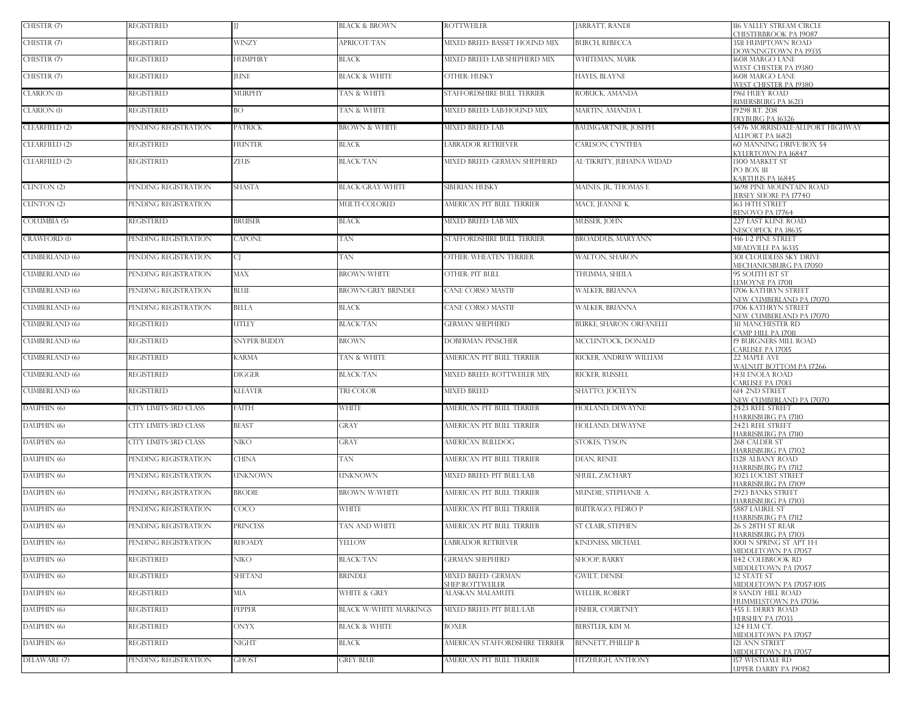| | | | | | | |
|---|---|---|---|---|---|---|
| CHESTER (7) | REGISTERED | JJ | BLACK & BROWN | ROTTWEILER | JARRATT, RANDI | 116 VALLEY STREAM CIRCLE CHESTERBROOK PA 19087 |
| CHESTER (7) | REGISTERED | WINZY | APRICOT/TAN | MIXED BREED: BASSET HOUND MIX | BURCH, REBECCA | 3511 HUMPTOWN ROAD DOWNINGTOWN PA 19335 |
| CHESTER (7) | REGISTERED | HUMPHRY | BLACK | MIXED BREED: LAB SHEPHERD MIX | WHITEMAN, MARK | 1608 MARGO LANE WEST CHESTER PA 19380 |
| CHESTER (7) | REGISTERED | JUNE | BLACK & WHITE | OTHER: HUSKY | HAYES, BLAYNE | 1608 MARGO LANE WEST CHESTER PA 19380 |
| CLARION (1) | REGISTERED | MURPHY | TAN & WHITE | STAFFORDSHIRE BULL TERRIER | ROBUCK, AMANDA | 1961 HUEY ROAD RIMERSBURG PA 16213 |
| CLARION (1) | REGISTERED | BO | TAN & WHITE | MIXED BREED: LAB/HOUND MIX | MARTIN, AMANDA L | 19298 RT. 208 FRYBURG PA 16326 |
| CLEARFIELD (2) | PENDING REGISTRATION | PATRICK | BROWN & WHITE | MIXED BREED: LAB | BAUMGARTNER, JOSEPH | 5476 MORRISDALE-ALLPORT HIGHWAY ALLPORT PA 16821 |
| CLEARFIELD (2) | REGISTERED | HUNTER | BLACK | LABRADOR RETRIEVER | CARLSON, CYNTHIA | 60 MANNING DRIVE/BOX 54 KYLERTOWN PA 16847 |
| CLEARFIELD (2) | REGISTERED | ZEUS | BLACK/TAN | MIXED BREED: GERMAN SHEPHERD | AL-TIKRITY, JUHAINA WIDAD | 1300 MARKET ST PO BOX 111 KARTHUS PA 16845 |
| CLINTON (2) | PENDING REGISTRATION | SHASTA | BLACK/GRAY/WHITE | SIBERIAN HUSKY | MAINES, JR, THOMAS E. | 3698 PINE MOUNTAIN ROAD JERSEY SHORE PA 17740 |
| CLINTON (2) | PENDING REGISTRATION | | MULTI-COLORED | AMERICAN PIT BULL TERRIER | MACE, JEANNE K. | 163 14TH STREET RENOVO PA 17764 |
| COLUMBIA (5) | REGISTERED | BRUISER | BLACK | MIXED BREED: LAB MIX | MUSSER, JOHN | 227 EAST KLINE ROAD NESCOPECK PA 18635 |
| CRAWFORD (1) | PENDING REGISTRATION | CAPONE | TAN | STAFFORDSHIRE BULL TERRIER | BROADDUS, MARYANN | 416 1/2 PINE STREET MEADVILLE PA 16335 |
| CUMBERLAND (6) | PENDING REGISTRATION | CJ | TAN | OTHER: WHEATEN TERRIER | WALTON, SHARON | 301 CLOUDLESS SKY DRIVE MECHANICSBURG PA 17050 |
| CUMBERLAND (6) | PENDING REGISTRATION | MAX | BROWN/WHITE | OTHER: PIT BULL | THUMMA, SHEILA | 95 SOUTH 1ST ST LEMOYNE PA 17011 |
| CUMBERLAND (6) | PENDING REGISTRATION | BLUE | BROWN/GREY BRINDLE | CANE CORSO MASTIF | WALKER, BRIANNA | 1706 KATHRYN STREET NEW CUMBERLAND PA 17070 |
| CUMBERLAND (6) | PENDING REGISTRATION | BELLA | BLACK | CANE CORSO MASTIF | WALKER, BRIANNA | 1706 KATHRYN STREET NEW CUMBERLAND PA 17070 |
| CUMBERLAND (6) | REGISTERED | UTLEY | BLACK/TAN | GERMAN SHEPHERD | BURKE, SHARON ORFANELLI | 311 MANCHESTER RD CAMP HILL PA 17011 |
| CUMBERLAND (6) | REGISTERED | SNYPER/BUDDY | BROWN | DOBERMAN PINSCHER | MCCLINTOCK, DONALD | 19 BURGNERS MILL ROAD CARLISLE PA 17015 |
| CUMBERLAND (6) | REGISTERED | KARMA | TAN & WHITE | AMERICAN PIT BULL TERRIER | RICKER, ANDREW WILLIAM | 22 MAPLE AVE WALNUT BOTTOM PA 17266 |
| CUMBERLAND (6) | REGISTERED | DIGGER | BLACK/TAN | MIXED BREED: ROTTWEILER MIX | RICKER, RUSSELL | 1431 ENOLA ROAD CARLISLE PA 17013 |
| CUMBERLAND (6) | REGISTERED | KLEAVER | TRI-COLOR | MIXED BREED | SHATTO, JOCELYN | 614 2ND STREET NEW CUMBERLAND PA 17070 |
| DAUPHIN (6) | CITY LIMITS-3RD CLASS | FAITH | WHITE | AMERICAN PIT BULL TERRIER | HOLLAND, DEWAYNE | 2423 REEL STREET HARRISBURG PA 17110 |
| DAUPHIN (6) | CITY LIMITS-3RD CLASS | BEAST | GRAY | AMERICAN PIT BULL TERRIER | HOLLAND, DEWAYNE | 2423 REEL STREET HARRISBURG PA 17110 |
| DAUPHIN (6) | CITY LIMITS-3RD CLASS | NIKO | GRAY | AMERICAN BULLDOG | STOKES, TYSON | 268 CALDER ST HARRISBURG PA 17102 |
| DAUPHIN (6) | PENDING REGISTRATION | CHINA | TAN | AMERICAN PIT BULL TERRIER | DEAN, RENEE | 1328 ALBANY ROAD HARRISBURG PA 17112 |
| DAUPHIN (6) | PENDING REGISTRATION | UNKNOWN | UNKNOWN | MIXED BREED: PIT BULL/LAB | SHULL, ZACHARY | 3023 LOCUST STREET HARRISBURG PA 17109 |
| DAUPHIN (6) | PENDING REGISTRATION | BRODIE | BROWN W/WHITE | AMERICAN PIT BULL TERRIER | MUNDIE, STEPHANIE A. | 2923 BANKS STREET HARRISBURG PA 17103 |
| DAUPHIN (6) | PENDING REGISTRATION | COCO | WHITE | AMERICAN PIT BULL TERRIER | BUITRAGO, PEDRO P | 5887 LAUREL ST HARRISBURG PA 17112 |
| DAUPHIN (6) | PENDING REGISTRATION | PRINCESS | TAN AND WHITE | AMERICAN PIT BULL TERRIER | ST CLAIR, STEPHEN | 26 S 28TH ST REAR HARRISBURG PA 17103 |
| DAUPHIN (6) | PENDING REGISTRATION | RHOADY | YELLOW | LABRADOR RETRIEVER | KINDNESS, MICHAEL | 1001 N SPRING ST APT H-1 MIDDLETOWN PA 17057 |
| DAUPHIN (6) | REGISTERED | NIKO | BLACK/TAN | GERMAN SHEPHERD | SHOOP, BARRY | 1142 COLEBROOK RD MIDDLETOWN PA 17057 |
| DAUPHIN (6) | REGISTERED | SHETANI | BRINDLE | MIXED BREED: GERMAN SHEP/ROTTWEILER | GWILT, DENISE | 32 STATE ST MIDDLETOWN PA 17057-1015 |
| DAUPHIN (6) | REGISTERED | MIA | WHITE & GREY | ALASKAN MALAMUTE | WELLER, ROBERT | 8 SANDY HILL ROAD HUMMELSTOWN PA 17036 |
| DAUPHIN (6) | REGISTERED | PEPPER | BLACK W/WHITE MARKINGS | MIXED BREED: PIT BULL/LAB | FISHER, COURTNEY | 455 E. DERRY ROAD HERSHEY PA 17033 |
| DAUPHIN (6) | REGISTERED | ONYX | BLACK & WHITE | BOXER | BERSTLER, KIM M. | 324 ELM CT. MIDDLETOWN PA 17057 |
| DAUPHIN (6) | REGISTERED | NIGHT | BLACK | AMERICAN STAFFORDSHIRE TERRIER | BENNETT, PHILLIP B. | 121 ANN STREET MIDDLETOWN PA 17057 |
| DELAWARE (7) | PENDING REGISTRATION | GHOST | GREY/BLUE | AMERICAN PIT BULL TERRIER | FITZHUGH, ANTHONY | 157 WESTDALE RD UPPER DARBY PA 19082 |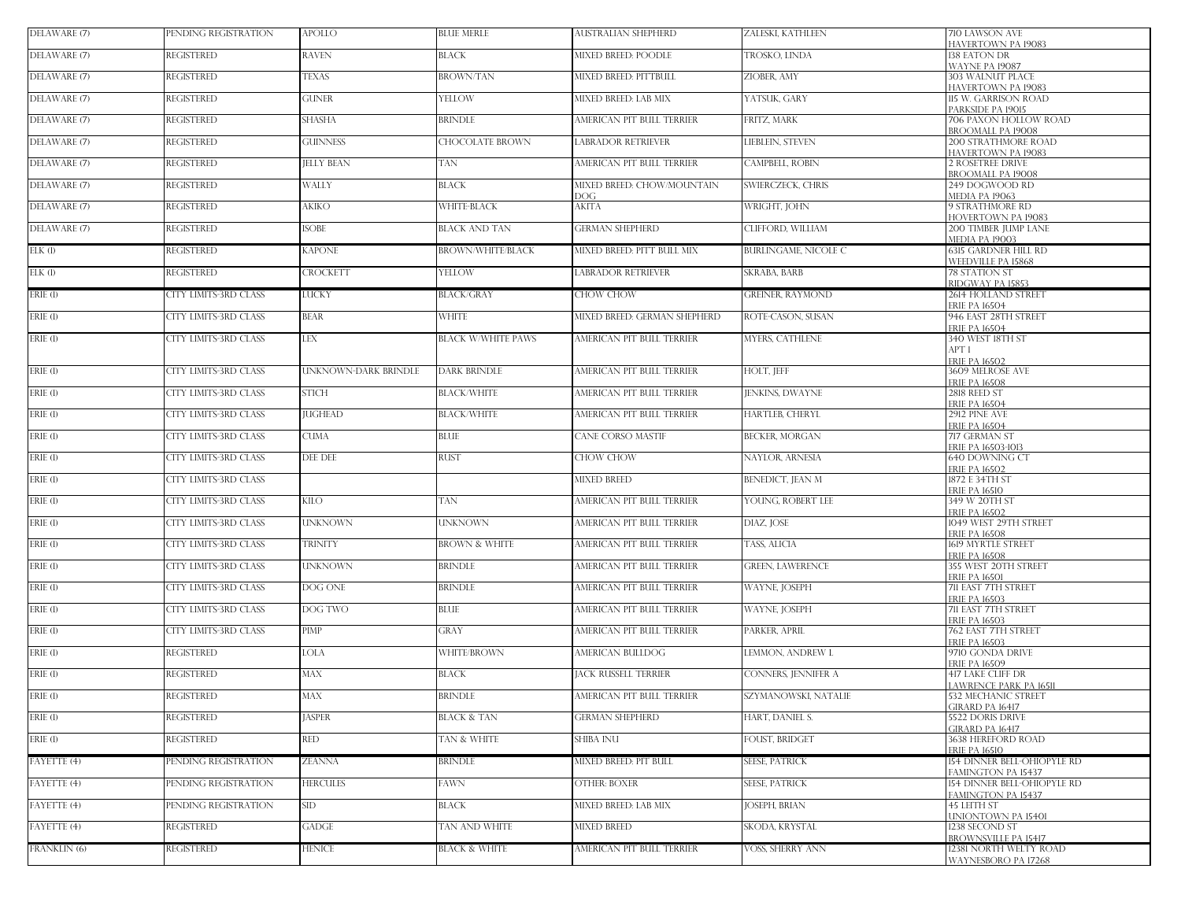| | | | | | | |
|---|---|---|---|---|---|---|
| DELAWARE (7) | PENDING REGISTRATION | APOLLO | BLUE MERLE | AUSTRALIAN SHEPHERD | ZALESKI, KATHLEEN | 710 LAWSON AVE HAVERTOWN PA 19083 |
| DELAWARE (7) | REGISTERED | RAVEN | BLACK | MIXED BREED: POODLE | TROSKO, LINDA | 138 EATON DR WAYNE PA 19087 |
| DELAWARE (7) | REGISTERED | TEXAS | BROWN/TAN | MIXED BREED: PITTBULL | ZIOBER, AMY | 303 WALNUT PLACE HAVERTOWN PA 19083 |
| DELAWARE (7) | REGISTERED | GUNER | YELLOW | MIXED BREED: LAB MIX | YATSUK, GARY | 115 W. GARRISON ROAD PARKSIDE PA 19015 |
| DELAWARE (7) | REGISTERED | SHASHA | BRINDLE | AMERICAN PIT BULL TERRIER | FRITZ, MARK | 706 PAXON HOLLOW ROAD BROOMALL PA 19008 |
| DELAWARE (7) | REGISTERED | GUINNESS | CHOCOLATE BROWN | LABRADOR RETRIEVER | LIEBLEIN, STEVEN | 200 STRATHMORE ROAD HAVERTOWN PA 19083 |
| DELAWARE (7) | REGISTERED | JELLY BEAN | TAN | AMERICAN PIT BULL TERRIER | CAMPBELL, ROBIN | 2 ROSETREE DRIVE BROOMALL PA 19008 |
| DELAWARE (7) | REGISTERED | WALLY | BLACK | MIXED BREED: CHOW/MOUNTAIN DOG | SWIERCZECK, CHRIS | 249 DOGWOOD RD MEDIA PA 19063 |
| DELAWARE (7) | REGISTERED | AKIKO | WHITE-BLACK | AKITA | WRIGHT, JOHN | 9 STRATHMORE RD HOVERTOWN PA 19083 |
| DELAWARE (7) | REGISTERED | ISOBE | BLACK AND TAN | GERMAN SHEPHERD | CLIFFORD, WILLIAM | 200 TIMBER JUMP LANE MEDIA PA 19003 |
| ELK (1) | REGISTERED | KAPONE | BROWN/WHITE/BLACK | MIXED BREED: PITT BULL MIX | BURLINGAME, NICOLE C | 6315 GARDNER HILL RD WEEDVILLE PA 15868 |
| ELK (1) | REGISTERED | CROCKETT | YELLOW | LABRADOR RETRIEVER | SKRABA, BARB | 78 STATION ST RIDGWAY PA 15853 |
| ERIE (1) | CITY LIMITS-3RD CLASS | LUCKY | BLACK/GRAY | CHOW CHOW | GREINER, RAYMOND | 2614 HOLLAND STREET ERIE PA 16504 |
| ERIE (1) | CITY LIMITS-3RD CLASS | BEAR | WHITE | MIXED BREED: GERMAN SHEPHERD | ROTE-CASON, SUSAN | 946 EAST 28TH STREET ERIE PA 16504 |
| ERIE (1) | CITY LIMITS-3RD CLASS | LEX | BLACK W/WHITE PAWS | AMERICAN PIT BULL TERRIER | MYERS, CATHLENE | 340 WEST 18TH ST APT 1 ERIE PA 16502 |
| ERIE (1) | CITY LIMITS-3RD CLASS | UNKNOWN-DARK BRINDLE | DARK BRINDLE | AMERICAN PIT BULL TERRIER | HOLT, JEFF | 3609 MELROSE AVE ERIE PA 16508 |
| ERIE (1) | CITY LIMITS-3RD CLASS | STICH | BLACK/WHITE | AMERICAN PIT BULL TERRIER | JENKINS, DWAYNE | 2818 REED ST ERIE PA 16504 |
| ERIE (1) | CITY LIMITS-3RD CLASS | JUGHEAD | BLACK/WHITE | AMERICAN PIT BULL TERRIER | HARTLEB, CHERYL | 2912 PINE AVE ERIE PA 16504 |
| ERIE (1) | CITY LIMITS-3RD CLASS | CUMA | BLUE | CANE CORSO MASTIF | BECKER, MORGAN | 717 GERMAN ST ERIE PA 16503-1013 |
| ERIE (1) | CITY LIMITS-3RD CLASS | DEE DEE | RUST | CHOW CHOW | NAYLOR, ARNESIA | 640 DOWNING CT ERIE PA 16502 |
| ERIE (1) | CITY LIMITS-3RD CLASS | | | MIXED BREED | BENEDICT, JEAN M | 1872 E 34TH ST ERIE PA 16510 |
| ERIE (1) | CITY LIMITS-3RD CLASS | KILO | TAN | AMERICAN PIT BULL TERRIER | YOUNG, ROBERT LEE | 349 W 20TH ST ERIE PA 16502 |
| ERIE (1) | CITY LIMITS-3RD CLASS | UNKNOWN | UNKNOWN | AMERICAN PIT BULL TERRIER | DIAZ, JOSE | 1049 WEST 29TH STREET ERIE PA 16508 |
| ERIE (1) | CITY LIMITS-3RD CLASS | TRINITY | BROWN & WHITE | AMERICAN PIT BULL TERRIER | TASS, ALICIA | 1619 MYRTLE STREET ERIE PA 16508 |
| ERIE (1) | CITY LIMITS-3RD CLASS | UNKNOWN | BRINDLE | AMERICAN PIT BULL TERRIER | GREEN, LAWERENCE | 355 WEST 20TH STREET ERIE PA 16501 |
| ERIE (1) | CITY LIMITS-3RD CLASS | DOG ONE | BRINDLE | AMERICAN PIT BULL TERRIER | WAYNE, JOSEPH | 711 EAST 7TH STREET ERIE PA 16503 |
| ERIE (1) | CITY LIMITS-3RD CLASS | DOG TWO | BLUE | AMERICAN PIT BULL TERRIER | WAYNE, JOSEPH | 711 EAST 7TH STREET ERIE PA 16503 |
| ERIE (1) | CITY LIMITS-3RD CLASS | PIMP | GRAY | AMERICAN PIT BULL TERRIER | PARKER, APRIL | 762 EAST 7TH STREET ERIE PA 16503 |
| ERIE (1) | REGISTERED | LOLA | WHITE/BROWN | AMERICAN BULLDOG | LEMMON, ANDREW L | 9710 GONDA DRIVE ERIE PA 16509 |
| ERIE (1) | REGISTERED | MAX | BLACK | JACK RUSSELL TERRIER | CONNERS, JENNIFER A | 417 LAKE CLIFF DR LAWRENCE PARK PA 16511 |
| ERIE (1) | REGISTERED | MAX | BRINDLE | AMERICAN PIT BULL TERRIER | SZYMANOWSKI, NATALIE | 532 MECHANIC STREET GIRARD PA 16417 |
| ERIE (1) | REGISTERED | JASPER | BLACK & TAN | GERMAN SHEPHERD | HART, DANIEL S. | 5522 DORIS DRIVE GIRARD PA 16417 |
| ERIE (1) | REGISTERED | RED | TAN & WHITE | SHIBA INU | FOUST, BRIDGET | 3638 HEREFORD ROAD ERIE PA 16510 |
| FAYETTE (4) | PENDING REGISTRATION | ZEANNA | BRINDLE | MIXED BREED: PIT BULL | SEESE, PATRICK | 154 DINNER BELL-OHIOPYLE RD FAMINGTON PA 15437 |
| FAYETTE (4) | PENDING REGISTRATION | HERCULES | FAWN | OTHER: BOXER | SEESE, PATRICK | 154 DINNER BELL-OHIOPYLE RD FAMINGTON PA 15437 |
| FAYETTE (4) | PENDING REGISTRATION | SID | BLACK | MIXED BREED: LAB MIX | JOSEPH, BRIAN | 45 LEITH ST UNIONTOWN PA 15401 |
| FAYETTE (4) | REGISTERED | GADGE | TAN AND WHITE | MIXED BREED | SKODA, KRYSTAL | 1238 SECOND ST BROWNSVILLE PA 15417 |
| FRANKLIN (6) | REGISTERED | HENICE | BLACK & WHITE | AMERICAN PIT BULL TERRIER | VOSS, SHERRY ANN | 12381 NORTH WELTY ROAD WAYNESBORO PA 17268 |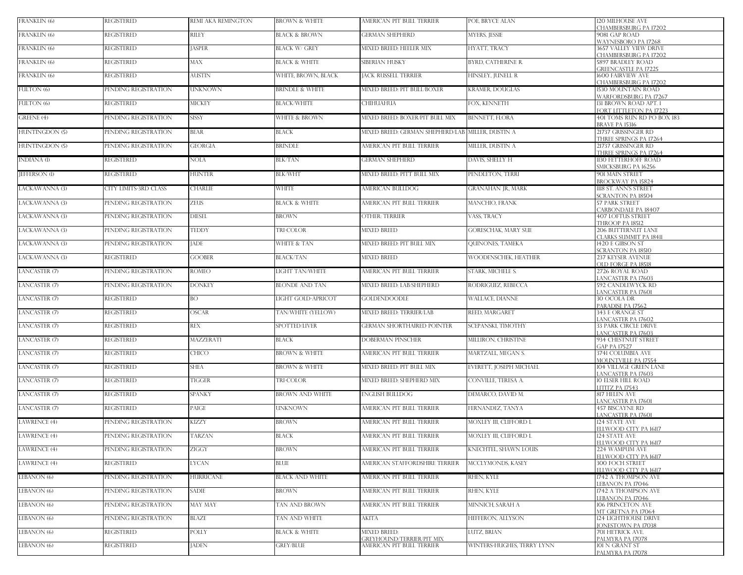| | | | | | | |
|---|---|---|---|---|---|---|
| FRANKLIN (6) | REGISTERED | REMI AKA REMINGTON | BROWN & WHITE | AMERICAN PIT BULL TERRIER | POE, BRYCE ALAN | 120 MILHOUSE AVE CHAMBERSBURG PA 17202 |
| FRANKLIN (6) | REGISTERED | RILEY | BLACK & BROWN | GERMAN SHEPHERD | MYERS, JESSIE | 9081 GAP ROAD WAYNESBORO PA 17268 |
| FRANKLIN (6) | REGISTERED | JASPER | BLACK W/ GREY | MIXED BREED: HEELER MIX | HYATT, TRACY | 3657 VALLEY VIEW DRIVE CHAMBERSBURG PA 17202 |
| FRANKLIN (6) | REGISTERED | MAX | BLACK & WHITE | SIBERIAN HUSKY | BYRD, CATHERINE R. | 5897 BRADLEY ROAD GREENCASTLE PA 17225 |
| FRANKLIN (6) | REGISTERED | AUSTIN | WHITE, BROWN, BLACK | JACK RUSSELL TERRIER | HINSLEY, JUNELL R | 1600 FAIRVIEW AVE CHAMBERSBURG PA 17202 |
| FULTON (6) | PENDING REGISTRATION | UNKNOWN | BRINDLE & WHITE | MIXED BREED: PIT BULL/BOXER | KRAMER, DOUGLAS | 1530 MOUNTAIN ROAD WARFORDSBURG PA 17267 |
| FULTON (6) | REGISTERED | MICKEY | BLACK/WHITE | CHIHUAHUA | FOX, KENNETH | 131 BROWN ROAD APT. 1 FORT LITTLETON PA 17223 |
| GREENE (4) | PENDING REGISTRATION | SISSY | WHITE & BROWN | MIXED BREED: BOXER/PIT BULL MIX | BENNETT, FLORA | 401 TOMS RUN RD PO BOX 183 BRAVE PA 15316 |
| HUNTINGDON (5) | PENDING REGISTRATION | BEAR | BLACK | MIXED BREED: GERMAN SHEPHERD/LAB | MILLER, DUSTIN A | 21737 GRISSINGER RD THREE SPRINGS PA 17264 |
| HUNTINGDON (5) | PENDING REGISTRATION | GEORGIA | BRINDLE | AMERICAN PIT BULL TERRIER | MILLER, DUSTIN A | 21737 GRISSINGER RD THREE SPRINGS PA 17264 |
| INDIANA (1) | REGISTERED | NOLA | BLK/TAN | GERMAN SHEPHERD | DAVIS, SHELLY H | 1130 FETTERHOFF ROAD SMICKSBURG PA 16256 |
| JEFFERSON (1) | REGISTERED | HUNTER | BLK/WHT | MIXED BREED: PITT BULL MIX | PENDLETON, TERRI | 901 MAIN STREET BROCKWAY PA 15824 |
| LACKAWANNA (3) | CITY LIMITS-3RD CLASS | CHARLIE | WHITE | AMERICAN BULLDOG | GRANAHAN JR., MARK | 1118 ST. ANN'S STREET SCRANTON PA 18504 |
| LACKAWANNA (3) | PENDING REGISTRATION | ZEUS | BLACK & WHITE | AMERICAN PIT BULL TERRIER | MANCHIO, FRANK | 57 PARK STREET CARBONDALE PA 18407 |
| LACKAWANNA (3) | PENDING REGISTRATION | DIESEL | BROWN | OTHER: TERRIER | VASS, TRACY | 407 LOFTUS STREET THROOP PA 18512 |
| LACKAWANNA (3) | PENDING REGISTRATION | TEDDY | TRI-COLOR | MIXED BREED | GORESCHAK, MARY SUE | 206 BUTTERNUT LANE CLARKS SUMMIT PA 18411 |
| LACKAWANNA (3) | PENDING REGISTRATION | JADE | WHITE & TAN | MIXED BREED: PIT BULL MIX | QUINONES, TAMEKA | 1420 E GIBSON ST SCRANTON PA 18510 |
| LACKAWANNA (3) | REGISTERED | GOOBER | BLACK/TAN | MIXED BREED | WOODENSCHEK, HEATHER | 237 KEYSER AVENUE OLD FORGE PA 18518 |
| LANCASTER (7) | PENDING REGISTRATION | ROMEO | LIGHT TAN/WHITE | AMERICAN PIT BULL TERRIER | STARK, MICHELE S. | 2726 ROYAL ROAD LANCASTER PA 17603 |
| LANCASTER (7) | PENDING REGISTRATION | DONKEY | BLONDE AND TAN | MIXED BREED: LAB/SHEPHERD | RODRIGUEZ, REBECCA | 592 CANDLEWYCK RD LANCASTER PA 17601 |
| LANCASTER (7) | REGISTERED | BO | LIGHT GOLD-APRICOT | GOLDENDOODLE | WALLACE, DIANNE | 30 OCOLA DR PARADISE PA 17562 |
| LANCASTER (7) | REGISTERED | OSCAR | TAN/WHITE (YELLOW) | MIXED BREED: TERRIER/LAB | REED, MARGARET | 343 E ORANGE ST LANCASTER PA 17602 |
| LANCASTER (7) | REGISTERED | REX | SPOTTED/LIVER | GERMAN SHORTHAIRED POINTER | SCEPANSKI, TIMOTHY | 33 PARK CIRCLE DRIVE LANCASTER PA 17603 |
| LANCASTER (7) | REGISTERED | MAZZERATI | BLACK | DOBERMAN PINSCHER | MILLIRON, CHRISTINE | 934 CHESTNUT STREET GAP PA 17527 |
| LANCASTER (7) | REGISTERED | CHICO | BROWN & WHITE | AMERICAN PIT BULL TERRIER | MARTZALL, MEGAN S. | 3741 COLUMBIA AVE MOUNTVILLE PA 17554 |
| LANCASTER (7) | REGISTERED | SHEA | BROWN & WHITE | MIXED BREED: PIT BULL MIX | EVERETT, JOSEPH MICHAEL | 104 VILLAGE GREEN LANE LANCASTER PA 17603 |
| LANCASTER (7) | REGISTERED | TIGGER | TRI-COLOR | MIXED BREED: SHEPHERD MIX | CONVILLE, TERESA A. | 10 ELSER HILL ROAD LITITZ PA 17543 |
| LANCASTER (7) | REGISTERED | SPANKY | BROWN AND WHITE | ENGLISH BULLDOG | DEMARCO, DAVID M. | 817 HELEN AVE LANCASTER PA 17601 |
| LANCASTER (7) | REGISTERED | PAIGE | UNKNOWN | AMERICAN PIT BULL TERRIER | FERNANDEZ, TANYA | 457 BISCAYNE RD LANCASTER PA 17601 |
| LAWRENCE (4) | PENDING REGISTRATION | KIZZY | BROWN | AMERICAN PIT BULL TERRIER | MOXLEY III, CLIFFORD L | 124 STATE AVE ELLWOOD CITY PA 16117 |
| LAWRENCE (4) | PENDING REGISTRATION | TARZAN | BLACK | AMERICAN PIT BULL TERRIER | MOXLEY III, CLIFFORD L | 124 STATE AVE ELLWOOD CITY PA 16117 |
| LAWRENCE (4) | PENDING REGISTRATION | ZIGGY | BROWN | AMERICAN PIT BULL TERRIER | KNECHTEL, SHAWN LOUIS | 224 WAMPUM AVE ELLWOOD CITY PA 16117 |
| LAWRENCE (4) | REGISTERED | LYCAN | BLUE | AMERICAN STAFFORDSHIRE TERRIER | MCCLYMONDS, KASEY | 300 FOCH STREET ELLWOOD CITY PA 16117 |
| LEBANON (6) | PENDING REGISTRATION | HURRICANE | BLACK AND WHITE | AMERICAN PIT BULL TERRIER | RHEN, KYLE | 1742 A THOMPSON AVE LEBANON PA 17046 |
| LEBANON (6) | PENDING REGISTRATION | SADIE | BROWN | AMERICAN PIT BULL TERRIER | RHEN, KYLE | 1742 A THOMPSON AVE LEBANON PA 17046 |
| LEBANON (6) | PENDING REGISTRATION | MAY MAY | TAN AND BROWN | AMERICAN PIT BULL TERRIER | MINNICH, SARAH A | 106 PRINCETON AVE MT GRETNA PA 17064 |
| LEBANON (6) | PENDING REGISTRATION | BLAZE | TAN AND WHITE | AKITA | HEFFERON, ALLYSON | 124 LIGHTHOUSE DRIVE JONESTOWN PA 17038 |
| LEBANON (6) | REGISTERED | POLLY | BLACK & WHITE | MIXED BREED: GREYHOUND/TERRIER/PIT MIX | LUTZ, BRIAN | 701 HETRICK AVE. PALMYRA PA 17078 |
| LEBANON (6) | REGISTERED | JADEN | GREY/BLUE | AMERICAN PIT BULL TERRIER | WINTERS-HUGHES, TERRY LYNN | 101 N GRANT ST PALMYRA PA 17078 |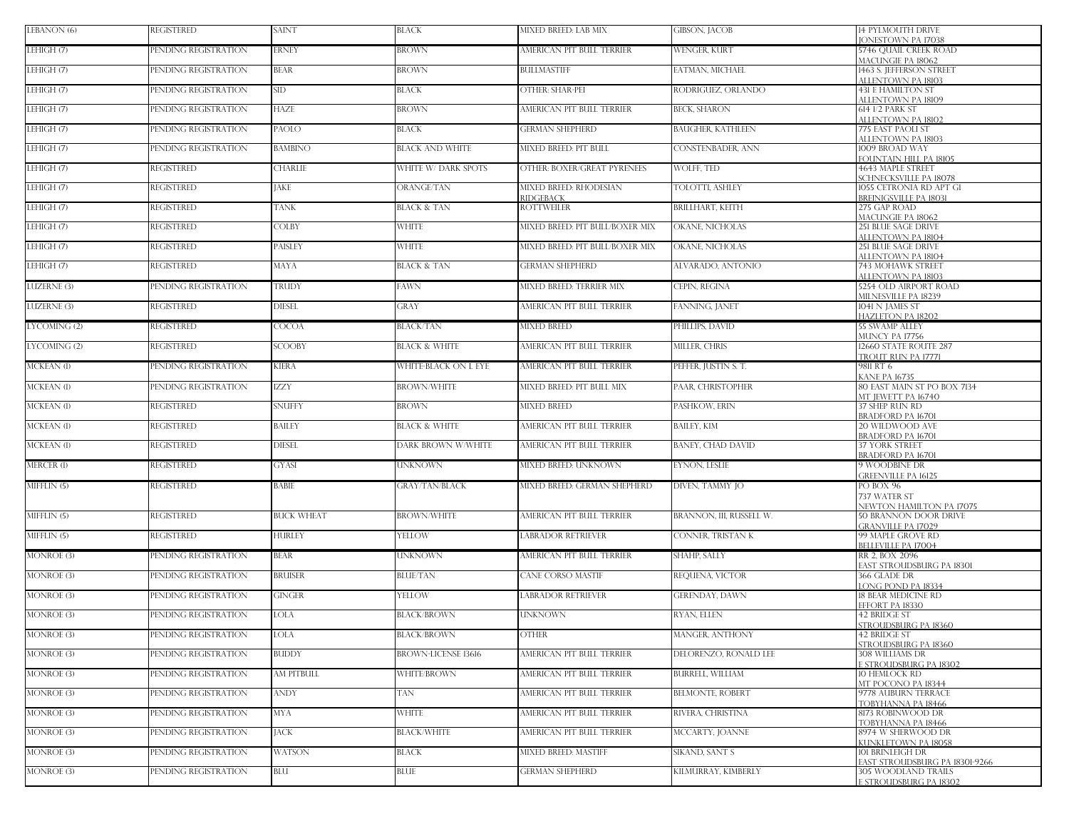| | | | | | | |
|---|---|---|---|---|---|---|
| LEBANON (6) | REGISTERED | SAINT | BLACK | MIXED BREED: LAB MIX | GIBSON, JACOB | 14 PYLMOUTH DRIVE JONESTOWN PA 17038 |
| LEHIGH (7) | PENDING REGISTRATION | ERNEY | BROWN | AMERICAN PIT BULL TERRIER | WENGER, KURT | 5746 QUAIL CREEK ROAD MACUNGIE PA 18062 |
| LEHIGH (7) | PENDING REGISTRATION | BEAR | BROWN | BULLMASTIFF | EATMAN, MICHAEL | 1463 S. JEFFERSON STREET ALLENTOWN PA 18103 |
| LEHIGH (7) | PENDING REGISTRATION | SID | BLACK | OTHER: SHAR-PEI | RODRIGUEZ, ORLANDO | 431 E HAMILTON ST ALLENTOWN PA 18109 |
| LEHIGH (7) | PENDING REGISTRATION | HAZE | BROWN | AMERICAN PIT BULL TERRIER | BECK, SHARON | 614 1/2 PARK ST ALLENTOWN PA 18102 |
| LEHIGH (7) | PENDING REGISTRATION | PAOLO | BLACK | GERMAN SHEPHERD | BAUGHER, KATHLEEN | 775 EAST PAOLI ST ALLENTOWN PA 18103 |
| LEHIGH (7) | PENDING REGISTRATION | BAMBINO | BLACK AND WHITE | MIXED BREED: PIT BULL | CONSTENBADER, ANN | 1009 BROAD WAY FOUNTAIN HILL PA 18105 |
| LEHIGH (7) | REGISTERED | CHARLIE | WHITE W/ DARK SPOTS | OTHER: BOXER/GREAT PYRENEES | WOLFF, TED | 4643 MAPLE STREET SCHNECKSVILLE PA 18078 |
| LEHIGH (7) | REGISTERED | JAKE | ORANGE/TAN | MIXED BREED: RHODESIAN RIDGEBACK | TOLOTTI, ASHLEY | 1055 CETRONIA RD APT G1 BREINIGSVILLE PA 18031 |
| LEHIGH (7) | REGISTERED | TANK | BLACK & TAN | ROTTWEILER | BRILLHART, KEITH | 275 GAP ROAD MACUNGIE PA 18062 |
| LEHIGH (7) | REGISTERED | COLBY | WHITE | MIXED BREED: PIT BULL/BOXER MIX | OKANE, NICHOLAS | 251 BLUE SAGE DRIVE ALLENTOWN PA 18104 |
| LEHIGH (7) | REGISTERED | PAISLEY | WHITE | MIXED BREED: PIT BULL/BOXER MIX | OKANE, NICHOLAS | 251 BLUE SAGE DRIVE ALLENTOWN PA 18104 |
| LEHIGH (7) | REGISTERED | MAYA | BLACK & TAN | GERMAN SHEPHERD | ALVARADO, ANTONIO | 743 MOHAWK STREET ALLENTOWN PA 18103 |
| LUZERNE (3) | PENDING REGISTRATION | TRUDY | FAWN | MIXED BREED: TERRIER MIX | CEPIN, REGINA | 5254 OLD AIRPORT ROAD MILNESVILLE PA 18239 |
| LUZERNE (3) | REGISTERED | DIESEL | GRAY | AMERICAN PIT BULL TERRIER | FANNING, JANET | 1041 N JAMES ST HAZLETON PA 18202 |
| LYCOMING (2) | REGISTERED | COCOA | BLACK/TAN | MIXED BREED | PHILLIPS, DAVID | 55 SWAMP ALLEY MUNCY PA 17756 |
| LYCOMING (2) | REGISTERED | SCOOBY | BLACK & WHITE | AMERICAN PIT BULL TERRIER | MILLER, CHRIS | 12660 STATE ROUTE 287 TROUT RUN PA 17771 |
| MCKEAN (1) | PENDING REGISTRATION | KIERA | WHITE-BLACK ON L EYE | AMERICAN PIT BULL TERRIER | PEFFER, JUSTIN S. T. | 9811 RT 6 KANE PA 16735 |
| MCKEAN (1) | PENDING REGISTRATION | IZZY | BROWN/WHITE | MIXED BREED: PIT BULL MIX | PAAR, CHRISTOPHER | 80 EAST MAIN ST PO BOX 7134 MT JEWETT PA 16740 |
| MCKEAN (1) | REGISTERED | SNUFFY | BROWN | MIXED BREED | PASHKOW, ERIN | 37 SHEP RUN RD BRADFORD PA 16701 |
| MCKEAN (1) | REGISTERED | BAILEY | BLACK & WHITE | AMERICAN PIT BULL TERRIER | BAILEY, KIM | 20 WILDWOOD AVE BRADFORD PA 16701 |
| MCKEAN (1) | REGISTERED | DIESEL | DARK BROWN W/WHITE | AMERICAN PIT BULL TERRIER | BANEY, CHAD DAVID | 37 YORK STREET BRADFORD PA 16701 |
| MERCER (1) | REGISTERED | GYASI | UNKNOWN | MIXED BREED: UNKNOWN | EYNON, LESLIE | 9 WOODBINE DR GREENVILLE PA 16125 |
| MIFFLIN (5) | REGISTERED | BABIE | GRAY/TAN/BLACK | MIXED BREED: GERMAN SHEPHERD | DIVEN, TAMMY JO | PO BOX 96 737 WATER ST NEWTON HAMILTON PA 17075 |
| MIFFLIN (5) | REGISTERED | BUCK WHEAT | BROWN/WHITE | AMERICAN PIT BULL TERRIER | BRANNON, III, RUSSELL W. | 50 BRANNON DOOR DRIVE GRANVILLE PA 17029 |
| MIFFLIN (5) | REGISTERED | HURLEY | YELLOW | LABRADOR RETRIEVER | CONNER, TRISTAN K | 99 MAPLE GROVE RD BELLEVILLE PA 17004 |
| MONROE (3) | PENDING REGISTRATION | BEAR | UNKNOWN | AMERICAN PIT BULL TERRIER | SHAHP, SALLY | RR 2, BOX 2096 EAST STROUDSBURG PA 18301 |
| MONROE (3) | PENDING REGISTRATION | BRUISER | BLUE/TAN | CANE CORSO MASTIF | REQUENA, VICTOR | 366 GLADE DR LONG POND PA 18334 |
| MONROE (3) | PENDING REGISTRATION | GINGER | YELLOW | LABRADOR RETRIEVER | GERENDAY, DAWN | 18 BEAR MEDICINE RD EFFORT PA 18330 |
| MONROE (3) | PENDING REGISTRATION | LOLA | BLACK/BROWN | UNKNOWN | RYAN, ELLEN | 42 BRIDGE ST STROUDSBURG PA 18360 |
| MONROE (3) | PENDING REGISTRATION | LOLA | BLACK/BROWN | OTHER | MANGER, ANTHONY | 42 BRIDGE ST STROUDSBURG PA 18360 |
| MONROE (3) | PENDING REGISTRATION | BUDDY | BROWN-LICENSE 13616 | AMERICAN PIT BULL TERRIER | DELORENZO, RONALD LEE | 308 WILLIAMS DR E STROUDSBURG PA 18302 |
| MONROE (3) | PENDING REGISTRATION | AM PITBULL | WHITE/BROWN | AMERICAN PIT BULL TERRIER | BURRELL, WILLIAM | 10 HEMLOCK RD MT POCONO PA 18344 |
| MONROE (3) | PENDING REGISTRATION | ANDY | TAN | AMERICAN PIT BULL TERRIER | BELMONTE, ROBERT | 9778 AUBURN TERRACE TOBYHANNA PA 18466 |
| MONROE (3) | PENDING REGISTRATION | MYA | WHITE | AMERICAN PIT BULL TERRIER | RIVERA, CHRISTINA | 8173 ROBINWOOD DR TOBYHANNA PA 18466 |
| MONROE (3) | PENDING REGISTRATION | JACK | BLACK/WHITE | AMERICAN PIT BULL TERRIER | MCCARTY, JOANNE | 8974 W SHERWOOD DR KUNKLETOWN PA 18058 |
| MONROE (3) | PENDING REGISTRATION | WATSON | BLACK | MIXED BREED: MASTIFF | SIKAND, SANT S | 101 BRINLEIGH DR EAST STROUDSBURG PA 18301-9266 |
| MONROE (3) | PENDING REGISTRATION | BLU | BLUE | GERMAN SHEPHERD | KILMURRAY, KIMBERLY | 305 WOODLAND TRAILS E STROUDSBURG PA 18302 |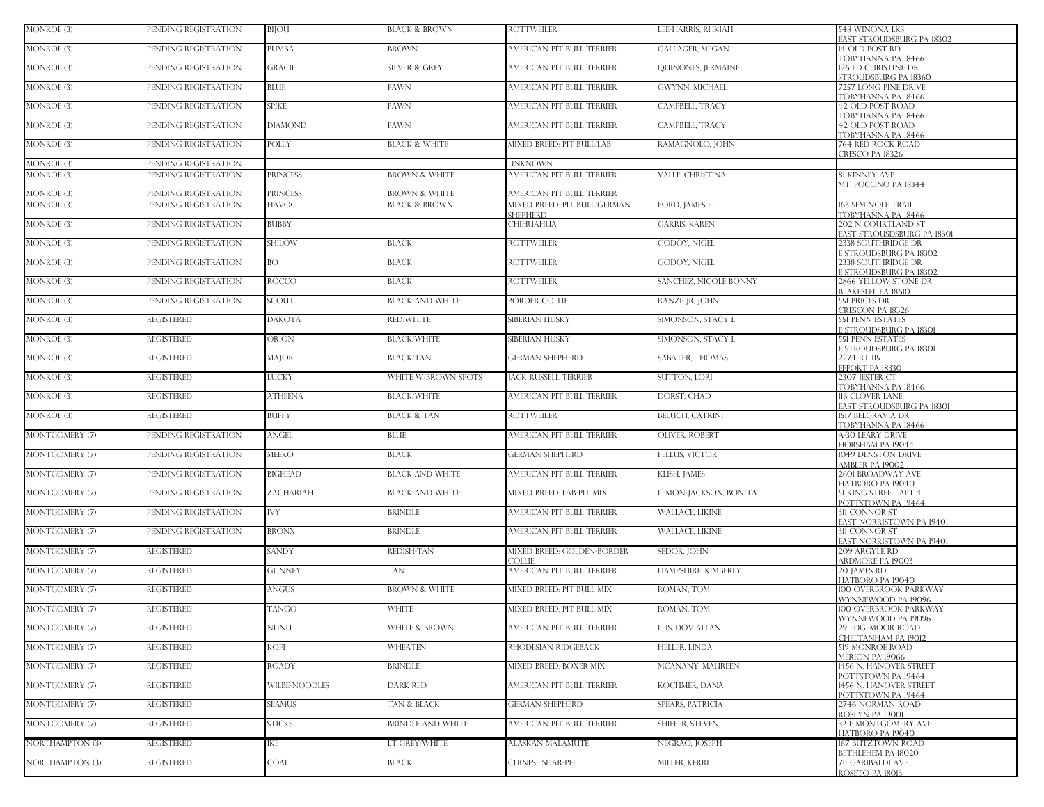| | | | | | | |
|---|---|---|---|---|---|---|
| MONROE (3) | PENDING REGISTRATION | BIJOU | BLACK & BROWN | ROTTWEILER | LEE-HARRIS, RHKIAH | 548 WINONA LKS EAST STROUDSBURG PA 18302 |
| MONROE (3) | PENDING REGISTRATION | PUMBA | BROWN | AMERICAN PIT BULL TERRIER | GALLAGER, MEGAN | 14 OLD POST RD TOBYHANNA PA 18466 |
| MONROE (3) | PENDING REGISTRATION | GRACIE | SILVER & GREY | AMERICAN PIT BULL TERRIER | QUINONES, JERMAINE | 126 ED CHRISTINE DR. STROUDSBURG PA 18360 |
| MONROE (3) | PENDING REGISTRATION | BLUE | FAWN | AMERICAN PIT BULL TERRIER | GWYNN, MICHAEL | 7257 LONG PINE DRIVE TOBYHANNA PA 18466 |
| MONROE (3) | PENDING REGISTRATION | SPIKE | FAWN | AMERICAN PIT BULL TERRIER | CAMPBELL, TRACY | 42 OLD POST ROAD TOBYHANNA PA 18466 |
| MONROE (3) | PENDING REGISTRATION | DIAMOND | FAWN | AMERICAN PIT BULL TERRIER | CAMPBELL, TRACY | 42 OLD POST ROAD TOBYHANNA PA 18466 |
| MONROE (3) | PENDING REGISTRATION | POLLY | BLACK & WHITE | MIXED BREED: PIT BULL/LAB | RAMAGNOLO, JOHN | 764 RED ROCK ROAD CRESCO PA 18326 |
| MONROE (3) | PENDING REGISTRATION | | | UNKNOWN | | |
| MONROE (3) | PENDING REGISTRATION | PRINCESS | BROWN & WHITE | AMERICAN PIT BULL TERRIER | VALLE, CHRISTINA | 81 KINNEY AVE MT. POCONO PA 18344 |
| MONROE (3) | PENDING REGISTRATION | PRINCESS | BROWN & WHITE | AMERICAN PIT BULL TERRIER | | |
| MONROE (3) | PENDING REGISTRATION | HAVOC | BLACK & BROWN | MIXED BREED: PIT BULL/GERMAN SHEPHERD | FORD, JAMES E. | 163 SEMINOLE TRAIL TOBYHANNA PA 18466 |
| MONROE (3) | PENDING REGISTRATION | BUBBY | | CHIHUAHUA | GARRIS, KAREN | 202 N COURTLAND ST EAST STROUSDSBURG PA 18301 |
| MONROE (3) | PENDING REGISTRATION | SHILOW | BLACK | ROTTWEILER | GODOY, NIGEL | 2338 SOUTHRIDGE DR E STROUDSBURG PA 18302 |
| MONROE (3) | PENDING REGISTRATION | BO | BLACK | ROTTWEILER | GODOY, NIGEL | 2338 SOUTHRIDGE DR E STROUDSBURG PA 18302 |
| MONROE (3) | PENDING REGISTRATION | ROCCO | BLACK | ROTTWEILER | SANCHEZ, NICOLE BONNY | 2866 YELLOW STONE DR BLAKESLEE PA 18610 |
| MONROE (3) | PENDING REGISTRATION | SCOUT | BLACK AND WHITE | BORDER COLLIE | RANZE JR, JOHN | 551 PRICES DR CRESCON PA 18326 |
| MONROE (3) | REGISTERED | DAKOTA | RED/WHITE | SIBERIAN HUSKY | SIMONSON, STACY L | 551 PENN ESTATES E STROUDSBURG PA 18301 |
| MONROE (3) | REGISTERED | ORION | BLACK/WHITE | SIBERIAN HUSKY | SIMONSON, STACY L | 551 PENN ESTATES E STROUDSBURG PA 18301 |
| MONROE (3) | REGISTERED | MAJOR | BLACK/TAN | GERMAN SHEPHERD | SABATER, THOMAS | 2274 RT 115 EFFORT PA 18330 |
| MONROE (3) | REGISTERED | LUCKY | WHITE W/BROWN SPOTS | JACK RUSSELL TERRIER | SUTTON, LORI | 2307 JESTER CT TOBYHANNA PA 18466 |
| MONROE (3) | REGISTERED | ATHEENA | BLACK/WHITE | AMERICAN PIT BULL TERRIER | DORST, CHAD | 116 CLOVER LANE EAST STROUDSBURG PA 18301 |
| MONROE (3) | REGISTERED | BUFFY | BLACK & TAN | ROTTWEILER | BELUCH, CATRINI | 1517 BELGRAVIA DR TOBYHANNA PA 18466 |
| MONTGOMERY (7) | PENDING REGISTRATION | ANGEL | BLUE | AMERICAN PIT BULL TERRIER | OLIVER, ROBERT | A-30 LEARY DRIVE HORSHAM PA 19044 |
| MONTGOMERY (7) | PENDING REGISTRATION | MEEKO | BLACK | GERMAN SHEPHERD | FELLUS, VICTOR | 1049 DENSTON DRIVE AMBLER PA 19002 |
| MONTGOMERY (7) | PENDING REGISTRATION | BIGHEAD | BLACK AND WHITE | AMERICAN PIT BULL TERRIER | KLISH, JAMES | 2601 BROADWAY AVE HATBORO PA 19040 |
| MONTGOMERY (7) | PENDING REGISTRATION | ZACHARIAH | BLACK AND WHITE | MIXED BREED: LAB-PIT MIX | LEMON-JACKSON, BONITA | 51 KING STREET APT 4 POTTSTOWN PA 19464 |
| MONTGOMERY (7) | PENDING REGISTRATION | IVY | BRINDLE | AMERICAN PIT BULL TERRIER | WALLACE, LIKINE | 311 CONNOR ST EAST NORRISTOWN PA 19401 |
| MONTGOMERY (7) | PENDING REGISTRATION | BRONX | BRINDLE | AMERICAN PIT BULL TERRIER | WALLACE, LIKINE | 311 CONNOR ST EAST NORRISTOWN PA 19401 |
| MONTGOMERY (7) | REGISTERED | SANDY | REDISH-TAN | MIXED BREED: GOLDEN-BORDER COLLIE | SEDOR, JOHN | 209 ARGYLE RD ARDMORE PA 19003 |
| MONTGOMERY (7) | REGISTERED | GUNNEY | TAN | AMERICAN PIT BULL TERRIER | HAMPSHIRE, KIMBERLY | 20 JAMES RD HATBORO PA 19040 |
| MONTGOMERY (7) | REGISTERED | ANGUS | BROWN & WHITE | MIXED BREED: PIT BULL MIX | ROMAN, TOM | 100 OVERBROOK PARKWAY WYNNEWOOD PA 19096 |
| MONTGOMERY (7) | REGISTERED | TANGO | WHITE | MIXED BREED: PIT BULL MIX | ROMAN, TOM | 100 OVERBROOK PARKWAY WYNNEWOOD PA 19096 |
| MONTGOMERY (7) | REGISTERED | NUNU | WHITE & BROWN | AMERICAN PIT BULL TERRIER | LEIS, DOV ALLAN | 29 EDGEMOOR ROAD CHELTANHAM PA 19012 |
| MONTGOMERY (7) | REGISTERED | KOFI | WHEATEN | RHODESIAN RIDGEBACK | HELLER, LINDA | 519 MONROE ROAD MERION PA 19066 |
| MONTGOMERY (7) | REGISTERED | ROADY | BRINDLE | MIXED BREED: BOXER MIX | MCANANY, MAUREEN | 1456 N. HANOVER STREET POTTSTOWN PA 19464 |
| MONTGOMERY (7) | REGISTERED | WILBE-NOODLES | DARK RED | AMERICAN PIT BULL TERRIER | KOCHMER, DANA | 1456 N. HANOVER STREET POTTSTOWN PA 19464 |
| MONTGOMERY (7) | REGISTERED | SEAMUS | TAN & BLACK | GERMAN SHEPHERD | SPEARS, PATRICIA | 2746 NORMAN ROAD ROSLYN PA 19001 |
| MONTGOMERY (7) | REGISTERED | STICKS | BRINDLE AND WHITE | AMERICAN PIT BULL TERRIER | SHIFFER, STEVEN | 32 E MONTGOMERY AVE HATBORO PA 19040 |
| NORTHAMPTON (3) | REGISTERED | IKE | LT GREY/WHITE | ALASKAN MALAMUTE | NEGRAO, JOSEPH | 167 BUTZTOWN ROAD BETHLEHEM PA 18020 |
| NORTHAMPTON (3) | REGISTERED | COAL | BLACK | CHINESE SHAR-PEI | MILLER, KERRI | 711 GARIBALDI AVE ROSETO PA 18013 |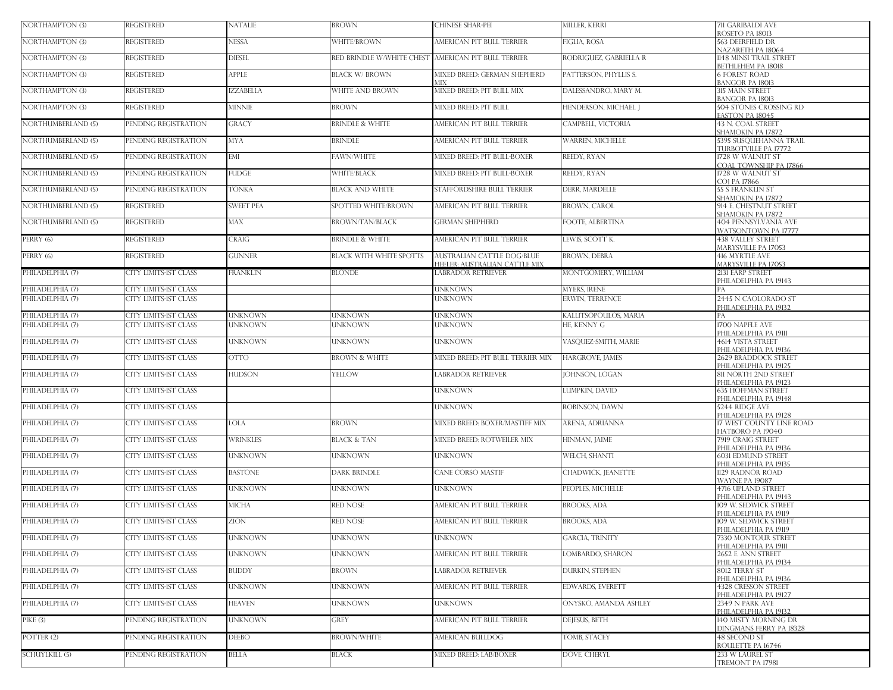| | | | | | | |
|---|---|---|---|---|---|---|
| NORTHAMPTON (3) | REGISTERED | NATALIE | BROWN | CHINESE SHAR-PEI | MILLER, KERRI | 711 GARIBALDI AVE ROSETO PA 18013 |
| NORTHAMPTON (3) | REGISTERED | NESSA | WHITE/BROWN | AMERICAN PIT BULL TERRIER | FIGLIA, ROSA | 563 DEERFIELD DR NAZARETH PA 18064 |
| NORTHAMPTON (3) | REGISTERED | DIESEL | RED BRINDLE W/WHITE CHEST | AMERICAN PIT BULL TERRIER | RODRIGUEZ, GABRIELLA R | 1148 MINSI TRAIL STREET BETHLEHEM PA 18018 |
| NORTHAMPTON (3) | REGISTERED | APPLE | BLACK W/ BROWN | MIXED BREED: GERMAN SHEPHERD MIX | PATTERSON, PHYLLIS S. | 6 FOREST ROAD BANGOR PA 18013 |
| NORTHAMPTON (3) | REGISTERED | IZZABELLA | WHITE AND BROWN | MIXED BREED: PIT BULL MIX | DALESSANDRO, MARY M. | 315 MAIN STREET BANGOR PA 18013 |
| NORTHAMPTON (3) | REGISTERED | MINNIE | BROWN | MIXED BREED: PIT BULL | HENDERSON, MICHAEL J | 504 STONES CROSSING RD EASTON PA 18045 |
| NORTHUMBERLAND (5) | PENDING REGISTRATION | GRACY | BRINDLE & WHITE | AMERICAN PIT BULL TERRIER | CAMPBELL, VICTORIA | 43 N. COAL STREET SHAMOKIN PA 17872 |
| NORTHUMBERLAND (5) | PENDING REGISTRATION | MYA | BRINDLE | AMERICAN PIT BULL TERRIER | WARREN, MICHELLE | 5395 SUSQUEHANNA TRAIL TURBOTVILLE PA 17772 |
| NORTHUMBERLAND (5) | PENDING REGISTRATION | EMI | FAWN/WHITE | MIXED BREED: PIT BULL-BOXER | REEDY, RYAN | 1728 W WALNUT ST COAL TOWNSHIP PA 17866 |
| NORTHUMBERLAND (5) | PENDING REGISTRATION | FUDGE | WHITE/BLACK | MIXED BREED: PIT BULL-BOXER | REEDY, RYAN | 1728 W WALNUT ST COJ PA 17866 |
| NORTHUMBERLAND (5) | PENDING REGISTRATION | TONKA | BLACK AND WHITE | STAFFORDSHIRE BULL TERRIER | DERR, MARDELLE | 55 S FRANKLIN ST SHAMOKIN PA 17872 |
| NORTHUMBERLAND (5) | REGISTERED | SWEET PEA | SPOTTED WHITE/BROWN | AMERICAN PIT BULL TERRIER | BROWN, CAROL | 914 E. CHESTNUT STREET SHAMOKIN PA 17872 |
| NORTHUMBERLAND (5) | REGISTERED | MAX | BROWN/TAN/BLACK | GERMAN SHEPHERD | FOOTE, ALBERTINA | 404 PENNSYLVANIA AVE WATSONTOWN PA 17777 |
| PERRY (6) | REGISTERED | CRAIG | BRINDLE & WHITE | AMERICAN PIT BULL TERRIER | LEWIS, SCOTT K. | 438 VALLEY STREET MARYSVILLE PA 17053 |
| PERRY (6) | REGISTERED | GUNNER | BLACK WITH WHITE SPOTTS | AUSTRALIAN CATTLE DOG/BLUE HEELER: AUSTRALIAN CATTLE MIX | BROWN, DEBRA | 416 MYRTLE AVE MARYSVILLE PA 17053 |
| PHILADELPHIA (7) | CITY LIMITS-1ST CLASS | FRANKLIN | BLONDE | LABRADOR RETRIEVER | MONTGOMERY, WILLIAM | 2131 EARP STREET PHILADELPHIA PA 19143 |
| PHILADELPHIA (7) | CITY LIMITS-1ST CLASS | | | UNKNOWN | MYERS, IRENE | PA |
| PHILADELPHIA (7) | CITY LIMITS-1ST CLASS | | | UNKNOWN | ERWIN, TERRENCE | 2445 N CAOLORADO ST PHILADELPHIA PA 19132 |
| PHILADELPHIA (7) | CITY LIMITS-1ST CLASS | UNKNOWN | UNKNOWN | UNKNOWN | KALLITSOPOULOS, MARIA | PA |
| PHILADELPHIA (7) | CITY LIMITS-1ST CLASS | UNKNOWN | UNKNOWN | UNKNOWN | HE, KENNY G | 1700 NAPFLE AVE PHILADELPHIA PA 19111 |
| PHILADELPHIA (7) | CITY LIMITS-1ST CLASS | UNKNOWN | UNKNOWN | UNKNOWN | VASQUEZ-SMITH, MARIE | 4614 VISTA STREET PHILADELPHIA PA 19136 |
| PHILADELPHIA (7) | CITY LIMITS-1ST CLASS | OTTO | BROWN & WHITE | MIXED BREED: PIT BULL TERRIER MIX | HARGROVE, JAMES | 2629 BRADDOCK STREET PHILADELPHIA PA 19125 |
| PHILADELPHIA (7) | CITY LIMITS-1ST CLASS | HUDSON | YELLOW | LABRADOR RETRIEVER | JOHNSON, LOGAN | 811 NORTH 2ND STREET PHILADELPHIA PA 19123 |
| PHILADELPHIA (7) | CITY LIMITS-1ST CLASS | | | UNKNOWN | LUMPKIN, DAVID | 635 HOFFMAN STREET PHILADELPHIA PA 19148 |
| PHILADELPHIA (7) | CITY LIMITS-1ST CLASS | | | UNKNOWN | ROBINSON, DAWN | 5244 RIDGE AVE PHILADELPHIA PA 19128 |
| PHILADELPHIA (7) | CITY LIMITS-1ST CLASS | LOLA | BROWN | MIXED BREED: BOXER/MASTIFF MIX | ARENA, ADRIANNA | 17 WEST COUNTY LINE ROAD HATBORO PA 19040 |
| PHILADELPHIA (7) | CITY LIMITS-1ST CLASS | WRINKLES | BLACK & TAN | MIXED BREED: ROTWEILER MIX | HINMAN, JAIME | 7919 CRAIG STREET PHILADELPHIA PA 19136 |
| PHILADELPHIA (7) | CITY LIMITS-1ST CLASS | UNKNOWN | UNKNOWN | UNKNOWN | WELCH, SHANTI | 6031 EDMUND STREET PHILADELPHIA PA 19135 |
| PHILADELPHIA (7) | CITY LIMITS-1ST CLASS | BASTONE | DARK BRINDLE | CANE CORSO MASTIF | CHADWICK, JEANETTE | 1129 RADNOR ROAD WAYNE PA 19087 |
| PHILADELPHIA (7) | CITY LIMITS-1ST CLASS | UNKNOWN | UNKNOWN | UNKNOWN | PEOPLES, MICHELLE | 4716 UPLAND STREET PHILADELPHIA PA 19143 |
| PHILADELPHIA (7) | CITY LIMITS-1ST CLASS | MICHA | RED NOSE | AMERICAN PIT BULL TERRIER | BROOKS, ADA | 109 W. SEDWICK STREET PHILADELPHIA PA 19119 |
| PHILADELPHIA (7) | CITY LIMITS-1ST CLASS | ZION | RED NOSE | AMERICAN PIT BULL TERRIER | BROOKS, ADA | 109 W. SEDWICK STREET PHILADELPHIA PA 19119 |
| PHILADELPHIA (7) | CITY LIMITS-1ST CLASS | UNKNOWN | UNKNOWN | UNKNOWN | GARCIA, TRINITY | 7330 MONTOUR STREET PHILADELPHIA PA 19111 |
| PHILADELPHIA (7) | CITY LIMITS-1ST CLASS | UNKNOWN | UNKNOWN | AMERICAN PIT BULL TERRIER | LOMBARDO, SHARON | 2652 E. ANN STREET PHILADELPHIA PA 19134 |
| PHILADELPHIA (7) | CITY LIMITS-1ST CLASS | BUDDY | BROWN | LABRADOR RETRIEVER | DURKIN, STEPHEN | 8012 TERRY ST PHILADELPHIA PA 19136 |
| PHILADELPHIA (7) | CITY LIMITS-1ST CLASS | UNKNOWN | UNKNOWN | AMERICAN PIT BULL TERRIER | EDWARDS, EVERETT | 4328 CRESSON STREET PHILADELPHIA PA 19127 |
| PHILADELPHIA (7) | CITY LIMITS-1ST CLASS | HEAVEN | UNKNOWN | UNKNOWN | ONYSKO, AMANDA ASHLEY | 2349 N PARK AVE PHILADELPHIA PA 19132 |
| PIKE (3) | PENDING REGISTRATION | UNKNOWN | GREY | AMERICAN PIT BULL TERRIER | DEJESUS, BETH | 140 MISTY MORNING DR DINGMANS FERRY PA 18328 |
| POTTER (2) | PENDING REGISTRATION | DEEBO | BROWN/WHITE | AMERICAN BULLDOG | TOMB, STACEY | 48 SECOND ST ROULETTE PA 16746 |
| SCHUYLKILL (5) | PENDING REGISTRATION | BELLA | BLACK | MIXED BREED: LAB/BOXER | DOVE, CHERYL | 233 W LAUREL ST TREMONT PA 17981 |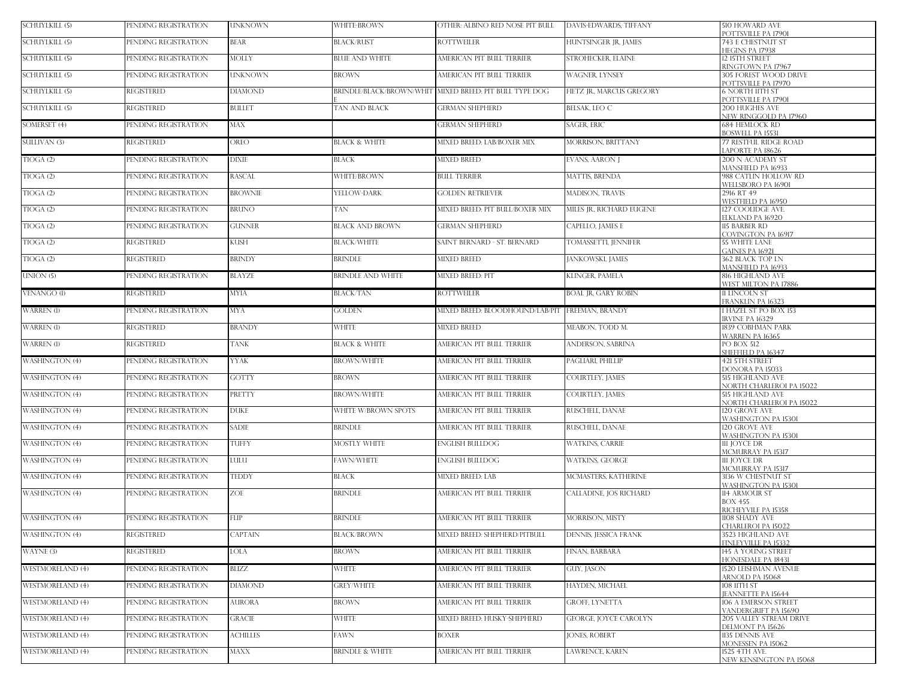| | | | | | | |
|---|---|---|---|---|---|---|
| SCHUYLKILL (5) | PENDING REGISTRATION | UNKNOWN | WHITE-BROWN | OTHER: ALBINO RED NOSE PIT BULL | DAVIS-EDWARDS, TIFFANY | 510 HOWARD AVE POTTSVILLE PA 17901 |
| SCHUYLKILL (5) | PENDING REGISTRATION | BEAR | BLACK/RUST | ROTTWEILER | HUNTSINGER JR, JAMES | 743 E CHESTNUT ST HEGINS PA 17938 |
| SCHUYLKILL (5) | PENDING REGISTRATION | MOLLY | BLUE AND WHITE | AMERICAN PIT BULL TERRIER | STROHECKER, ELAINE | 12 15TH STREET RINGTOWN PA 17967 |
| SCHUYLKILL (5) | PENDING REGISTRATION | UNKNOWN | BROWN | AMERICAN PIT BULL TERRIER | WAGNER, LYNSEY | 305 FOREST WOOD DRIVE POTTSVILLE PA 17970 |
| SCHUYLKILL (5) | REGISTERED | DIAMOND | BRINDLE/BLACK/BROWN/WHITE | MIXED BREED: PIT BULL TYPE DOG | FIETZ JR, MARCUS GREGORY | 6 NORTH 11TH ST POTTSVILLE PA 17901 |
| SCHUYLKILL (5) | REGISTERED | BULLET | TAN AND BLACK | GERMAN SHEPHERD | BELSAK, LEO C | 200 HUGHES AVE NEW RINGGOLD PA 17960 |
| SOMERSET (4) | PENDING REGISTRATION | MAX | | GERMAN SHEPHERD | SAGER, ERIC | 684 HEMLOCK RD BOSWELL PA 15531 |
| SULLIVAN (3) | REGISTERED | OREO | BLACK & WHITE | MIXED BREED: LAB/BOXER MIX | MORRISON, BRITTANY | 77 RESTFUL RIDGE ROAD LAPORTE PA 18626 |
| TIOGA (2) | PENDING REGISTRATION | DIXIE | BLACK | MIXED BREED | EVANS, AARON J | 200 N ACADEMY ST MANSFIELD PA 16933 |
| TIOGA (2) | PENDING REGISTRATION | RASCAL | WHITE/BROWN | BULL TERRIER | MATTIS, BRENDA | 988 CATLIN HOLLOW RD WELLSBORO PA 16901 |
| TIOGA (2) | PENDING REGISTRATION | BROWNIE | YELLOW-DARK | GOLDEN RETRIEVER | MADISON, TRAVIS | 2916 RT 49 WESTFIELD PA 16950 |
| TIOGA (2) | PENDING REGISTRATION | BRUNO | TAN | MIXED BREED: PIT BULL/BOXER MIX | MILES JR, RICHARD EUGENE | 127 COOLIDGE AVE. ELKLAND PA 16920 |
| TIOGA (2) | PENDING REGISTRATION | GUNNER | BLACK AND BROWN | GERMAN SHEPHERD | CAPELLO, JAMES E | 115 BARBER RD COVINGTON PA 16917 |
| TIOGA (2) | REGISTERED | KUSH | BLACK/WHITE | SAINT BERNARD - ST. BERNARD | TOMASSETTI, JENNIFER | 55 WHITE LANE GAINES PA 16921 |
| TIOGA (2) | REGISTERED | BRINDY | BRINDLE | MIXED BREED | JANKOWSKI, JAMES | 362 BLACK TOP LN MANSFIELD PA 16933 |
| UNION (5) | PENDING REGISTRATION | BLAYZE | BRINDLE AND WHITE | MIXED BREED: PIT | KLINGER, PAMELA | 816 HIGHLAND AVE WEST MILTON PA 17886 |
| VENANGO (1) | REGISTERED | MYIA | BLACK/TAN | ROTTWEILER | BOAL JR, GARY ROBIN | 11 LINCOLN ST FRANKLIN PA 16323 |
| WARREN (1) | PENDING REGISTRATION | MYA | GOLDEN | MIXED BREED: BLOODHOUND/LAB/PIT | FREEMAN, BRANDY | 1 HAZEL ST PO BOX 153 IRVINE PA 16329 |
| WARREN (1) | REGISTERED | BRANDY | WHITE | MIXED BREED | MEABON, TODD M. | 1839 COBHMAN PARK WARREN PA 16365 |
| WARREN (1) | REGISTERED | TANK | BLACK & WHITE | AMERICAN PIT BULL TERRIER | ANDERSON, SABRINA | PO BOX 512 SHEFFIELD PA 16347 |
| WASHINGTON (4) | PENDING REGISTRATION | YYAK | BROWN/WHITE | AMERICAN PIT BULL TERRIER | PAGLIARI, PHILLIP | 421 5TH STREET DONORA PA 15033 |
| WASHINGTON (4) | PENDING REGISTRATION | GOTTY | BROWN | AMERICAN PIT BULL TERRIER | COURTLEY, JAMES | 515 HIGHLAND AVE NORTH CHARLEROI PA 15022 |
| WASHINGTON (4) | PENDING REGISTRATION | PRETTY | BROWN/WHITE | AMERICAN PIT BULL TERRIER | COURTLEY, JAMES | 515 HIGHLAND AVE NORTH CHARLEROI PA 15022 |
| WASHINGTON (4) | PENDING REGISTRATION | DUKE | WHITE W/BROWN SPOTS | AMERICAN PIT BULL TERRIER | RUSCHELL, DANAE | 120 GROVE AVE WASHINGTON PA 15301 |
| WASHINGTON (4) | PENDING REGISTRATION | SADIE | BRINDLE | AMERICAN PIT BULL TERRIER | RUSCHELL, DANAE | 120 GROVE AVE WASHINGTON PA 15301 |
| WASHINGTON (4) | PENDING REGISTRATION | TUFFY | MOSTLY WHITE | ENGLISH BULLDOG | WATKINS, CARRIE | 111 JOYCE DR MCMURRAY PA 15317 |
| WASHINGTON (4) | PENDING REGISTRATION | LULU | FAWN/WHITE | ENGLISH BULLDOG | WATKINS, GEORGE | 111 JOYCE DR MCMURRAY PA 15317 |
| WASHINGTON (4) | PENDING REGISTRATION | TEDDY | BLACK | MIXED BREED: LAB | MCMASTERS, KATHERINE | 3136 W CHESTNUT ST WASHINGTON PA 15301 |
| WASHINGTON (4) | PENDING REGISTRATION | ZOE | BRINDLE | AMERICAN PIT BULL TERRIER | CALLADINE, JOS RICHARD | 114 ARMOUR ST BOX 455 RICHEYVILE PA 15358 |
| WASHINGTON (4) | PENDING REGISTRATION | FLIP | BRINDLE | AMERICAN PIT BULL TERRIER | MORRISON, MISTY | 1108 SHADY AVE CHARLEROI PA 15022 |
| WASHINGTON (4) | REGISTERED | CAPTAIN | BLACK/BROWN | MIXED BREED: SHEPHERD/PITBULL | DENNIS, JESSICA FRANK | 3523 HIGHLAND AVE FINLEYVILLE PA 15332 |
| WAYNE (3) | REGISTERED | LOLA | BROWN | AMERICAN PIT BULL TERRIER | FINAN, BARBARA | 145 A YOUNG STREET HONESDALE PA 18431 |
| WESTMORELAND (4) | PENDING REGISTRATION | BLIZZ | WHITE | AMERICAN PIT BULL TERRIER | GUY, JASON | 1520 LEISHMAN AVENUE ARNOLD PA 15068 |
| WESTMORELAND (4) | PENDING REGISTRATION | DIAMOND | GREY/WHITE | AMERICAN PIT BULL TERRIER | HAYDEN, MICHAEL | 108 11TH ST JEANNETTE PA 15644 |
| WESTMORELAND (4) | PENDING REGISTRATION | AURORA | BROWN | AMERICAN PIT BULL TERRIER | GROFF, LYNETTA | 106 A EMERSON STREET VANDERGRIFT PA 15690 |
| WESTMORELAND (4) | PENDING REGISTRATION | GRACIE | WHITE | MIXED BREED: HUSKY-SHEPHERD | GEORGE, JOYCE CAROLYN | 205 VALLEY STREAM DRIVE DELMONT PA 15626 |
| WESTMORELAND (4) | PENDING REGISTRATION | ACHILLES | FAWN | BOXER | JONES, ROBERT | 1135 DENNIS AVE MONESSEN PA 15062 |
| WESTMORELAND (4) | PENDING REGISTRATION | MAXX | BRINDLE & WHITE | AMERICAN PIT BULL TERRIER | LAWRENCE, KAREN | 1525 4TH AVE NEW KENSINGTON PA 15068 |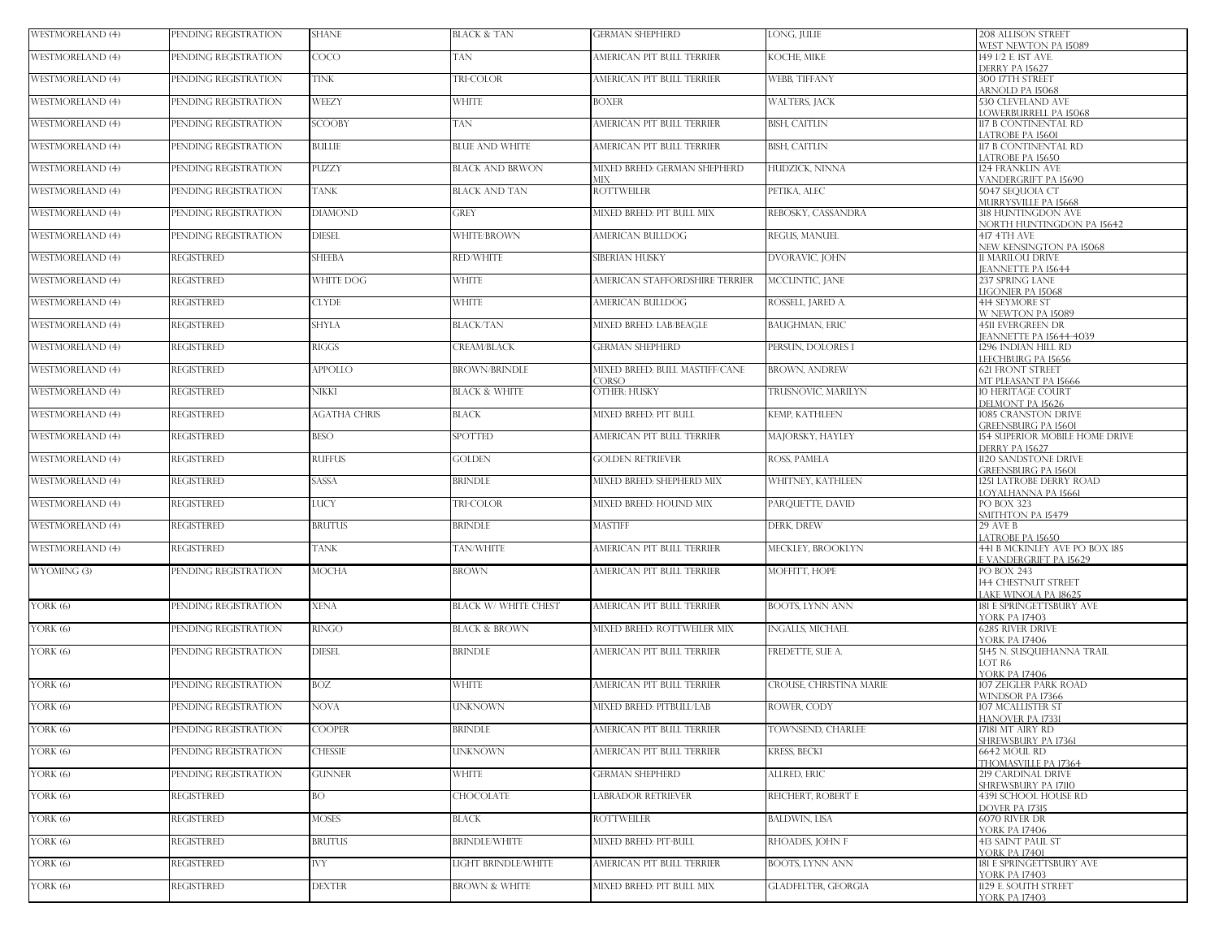| | | | | | | |
|---|---|---|---|---|---|---|
| WESTMORELAND (4) | PENDING REGISTRATION | SHANE | BLACK & TAN | GERMAN SHEPHERD | LONG, JULIE | 208 ALLISON STREET WEST NEWTON PA 15089 |
| WESTMORELAND (4) | PENDING REGISTRATION | COCO | TAN | AMERICAN PIT BULL TERRIER | KOCHE, MIKE | 149 1/2 E. 1ST AVE. DERRY PA 15627 |
| WESTMORELAND (4) | PENDING REGISTRATION | TINK | TRI-COLOR | AMERICAN PIT BULL TERRIER | WEBB, TIFFANY | 300 17TH STREET ARNOLD PA 15068 |
| WESTMORELAND (4) | PENDING REGISTRATION | WEEZY | WHITE | BOXER | WALTERS, JACK | 530 CLEVELAND AVE LOWERBURRELL PA 15068 |
| WESTMORELAND (4) | PENDING REGISTRATION | SCOOBY | TAN | AMERICAN PIT BULL TERRIER | BISH, CAITLIN | 117 B CONTINENTAL RD LATROBE PA 15601 |
| WESTMORELAND (4) | PENDING REGISTRATION | BULLIE | BLUE AND WHITE | AMERICAN PIT BULL TERRIER | BISH, CAITLIN | 117 B CONTINENTAL RD LATROBE PA 15650 |
| WESTMORELAND (4) | PENDING REGISTRATION | PUZZY | BLACK AND BRWON | MIXED BREED: GERMAN SHEPHERD MIX | HUDZICK, NINNA | 124 FRANKLIN AVE VANDERGRIFT PA 15690 |
| WESTMORELAND (4) | PENDING REGISTRATION | TANK | BLACK AND TAN | ROTTWEILER | PETIKA, ALEC | 5047 SEQUOIA CT MURRYSVILLE PA 15668 |
| WESTMORELAND (4) | PENDING REGISTRATION | DIAMOND | GREY | MIXED BREED: PIT BULL MIX | REBOSKY, CASSANDRA | 318 HUNTINGDON AVE NORTH HUNTINGDON PA 15642 |
| WESTMORELAND (4) | PENDING REGISTRATION | DIESEL | WHITE/BROWN | AMERICAN BULLDOG | REGUS, MANUEL | 417 4TH AVE NEW KENSINGTON PA 15068 |
| WESTMORELAND (4) | REGISTERED | SHEEBA | RED/WHITE | SIBERIAN HUSKY | DVORAVIC, JOHN | 11 MARILOU DRIVE JEANNETTE PA 15644 |
| WESTMORELAND (4) | REGISTERED | WHITE DOG | WHITE | AMERICAN STAFFORDSHIRE TERRIER | MCCLINTIC, JANE | 237 SPRING LANE LIGONIER PA 15068 |
| WESTMORELAND (4) | REGISTERED | CLYDE | WHITE | AMERICAN BULLDOG | ROSSELL, JARED A. | 414 SEYMORE ST W NEWTON PA 15089 |
| WESTMORELAND (4) | REGISTERED | SHYLA | BLACK/TAN | MIXED BREED: LAB/BEAGLE | BAUGHMAN, ERIC | 4511 EVERGREEN DR JEANNETTE PA 15644-4039 |
| WESTMORELAND (4) | REGISTERED | RIGGS | CREAM/BLACK | GERMAN SHEPHERD | PERSLIN, DOLORES I | 1296 INDIAN HILL RD LEECHBURG PA 15656 |
| WESTMORELAND (4) | REGISTERED | APPOLLO | BROWN/BRINDLE | MIXED BREED: BULL MASTIFF/CANE CORSO | BROWN, ANDREW | 621 FRONT STREET MT PLEASANT PA 15666 |
| WESTMORELAND (4) | REGISTERED | NIKKI | BLACK & WHITE | OTHER: HUSKY | TRUSNOVIC, MARILYN | 10 HERITAGE COURT DELMONT PA 15626 |
| WESTMORELAND (4) | REGISTERED | AGATHA CHRIS | BLACK | MIXED BREED: PIT BULL | KEMP, KATHLEEN | 1085 CRANSTON DRIVE GREENSBURG PA 15601 |
| WESTMORELAND (4) | REGISTERED | BESO | SPOTTED | AMERICAN PIT BULL TERRIER | MAJORSKY, HAYLEY | 154 SUPERIOR MOBILE HOME DRIVE DERRY PA 15627 |
| WESTMORELAND (4) | REGISTERED | RUFFUS | GOLDEN | GOLDEN RETRIEVER | ROSS, PAMELA | 1120 SANDSTONE DRIVE GREENSBURG PA 15601 |
| WESTMORELAND (4) | REGISTERED | SASSA | BRINDLE | MIXED BREED: SHEPHERD MIX | WHITNEY, KATHLEEN | 1251 LATROBE DERRY ROAD LOYALHANNA PA 15661 |
| WESTMORELAND (4) | REGISTERED | LUCY | TRI-COLOR | MIXED BREED: HOUND MIX | PARQUETTE, DAVID | PO BOX 323 SMITHTON PA 15479 |
| WESTMORELAND (4) | REGISTERED | BRUTUS | BRINDLE | MASTIFF | DERK, DREW | 29 AVE B LATROBE PA 15650 |
| WESTMORELAND (4) | REGISTERED | TANK | TAN/WHITE | AMERICAN PIT BULL TERRIER | MECKLEY, BROOKLYN | 441 B MCKINLEY AVE PO BOX 185 E VANDERGRIFT PA 15629 |
| WYOMING (3) | PENDING REGISTRATION | MOCHA | BROWN | AMERICAN PIT BULL TERRIER | MOFFITT, HOPE | PO BOX 243 144 CHESTNUT STREET LAKE WINOLA PA 18625 |
| YORK (6) | PENDING REGISTRATION | XENA | BLACK W/ WHITE CHEST | AMERICAN PIT BULL TERRIER | BOOTS, LYNN ANN | 181 E SPRINGETTSBURY AVE YORK PA 17403 |
| YORK (6) | PENDING REGISTRATION | RINGO | BLACK & BROWN | MIXED BREED: ROTTWEILER MIX | INGALLS, MICHAEL | 6285 RIVER DRIVE YORK PA 17406 |
| YORK (6) | PENDING REGISTRATION | DIESEL | BRINDLE | AMERICAN PIT BULL TERRIER | FREDETTE, SUE A. | 5145 N. SUSQUEHANNA TRAIL LOT R6 YORK PA 17406 |
| YORK (6) | PENDING REGISTRATION | BOZ | WHITE | AMERICAN PIT BULL TERRIER | CROUSE, CHRISTINA MARIE | 107 ZEIGLER PARK ROAD WINDSOR PA 17366 |
| YORK (6) | PENDING REGISTRATION | NOVA | UNKNOWN | MIXED BREED: PITBULL/LAB | ROWER, CODY | 107 MCALLISTER ST HANOVER PA 17331 |
| YORK (6) | PENDING REGISTRATION | COOPER | BRINDLE | AMERICAN PIT BULL TERRIER | TOWNSEND, CHARLEE | 17181 MT AIRY RD SHREWSBURY PA 17361 |
| YORK (6) | PENDING REGISTRATION | CHESSIE | UNKNOWN | AMERICAN PIT BULL TERRIER | KRESS, BECKI | 6642 MOUL RD THOMASVILLE PA 17364 |
| YORK (6) | PENDING REGISTRATION | GUNNER | WHITE | GERMAN SHEPHERD | ALLRED, ERIC | 219 CARDINAL DRIVE SHREWSBURY PA 17110 |
| YORK (6) | REGISTERED | BO | CHOCOLATE | LABRADOR RETRIEVER | REICHERT, ROBERT E | 4391 SCHOOL HOUSE RD DOVER PA 17315 |
| YORK (6) | REGISTERED | MOSES | BLACK | ROTTWEILER | BALDWIN, LISA | 6070 RIVER DR YORK PA 17406 |
| YORK (6) | REGISTERED | BRUTUS | BRINDLE/WHITE | MIXED BREED: PIT-BULL | RHOADES, JOHN F | 413 SAINT PAUL ST YORK PA 17401 |
| YORK (6) | REGISTERED | IVY | LIGHT BRINDLE/WHITE | AMERICAN PIT BULL TERRIER | BOOTS, LYNN ANN | 181 E SPRINGETTSBURY AVE YORK PA 17403 |
| YORK (6) | REGISTERED | DEXTER | BROWN & WHITE | MIXED BREED: PIT BULL MIX | GLADFELTER, GEORGIA | 1129 E. SOUTH STREET YORK PA 17403 |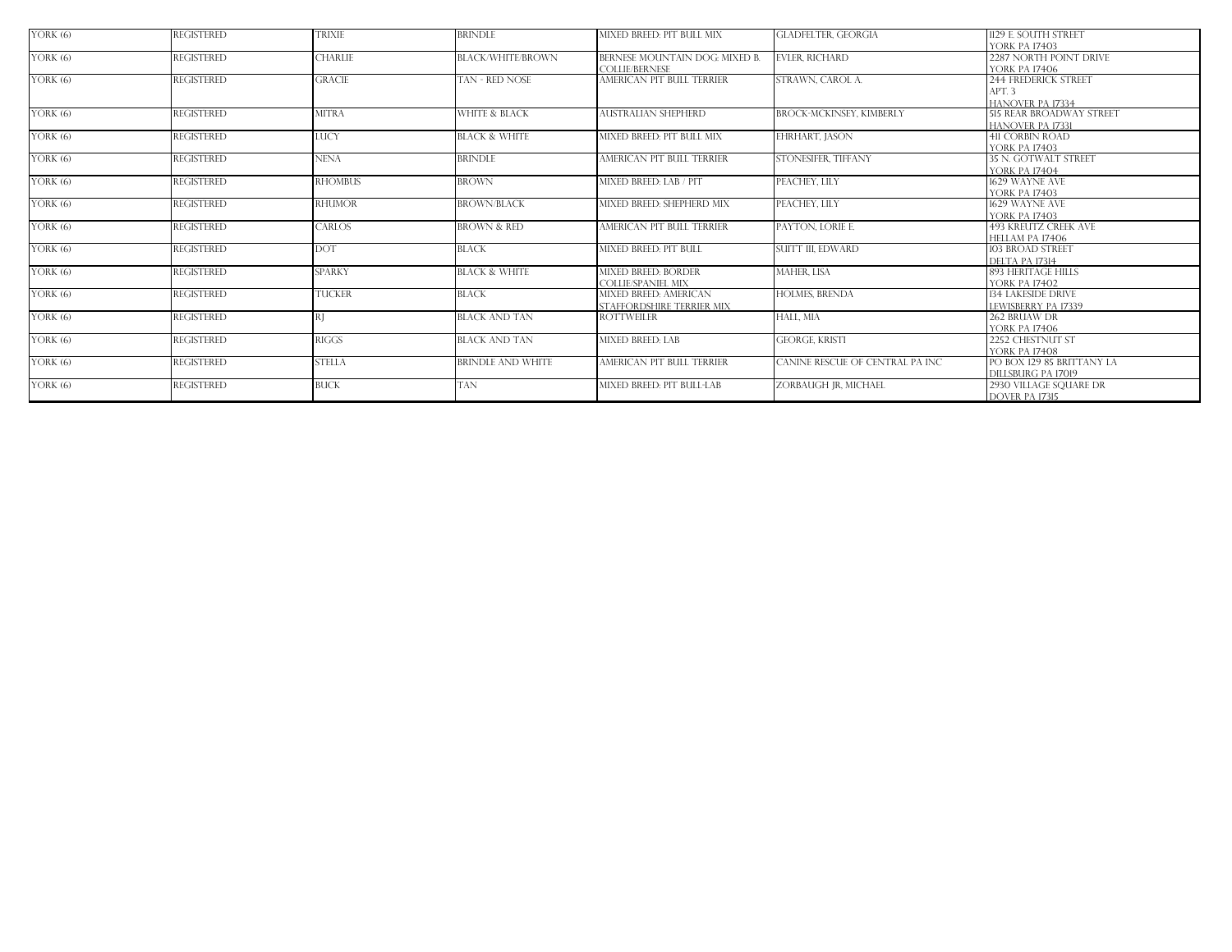| | | | | | | |
|---|---|---|---|---|---|---|
| YORK (6) | REGISTERED | TRIXIE | BRINDLE | MIXED BREED: PIT BULL MIX | GLADFELTER, GEORGIA | 1129 E. SOUTH STREET YORK PA 17403 |
| YORK (6) | REGISTERED | CHARLIE | BLACK/WHITE/BROWN | BERNESE MOUNTAIN DOG: MIXED B. COLLIE/BERNESE | EVLER, RICHARD | 2287 NORTH POINT DRIVE YORK PA 17406 |
| YORK (6) | REGISTERED | GRACIE | TAN - RED NOSE | AMERICAN PIT BULL TERRIER | STRAWN, CAROL A. | 244 FREDERICK STREET APT. 3 HANOVER PA 17334 |
| YORK (6) | REGISTERED | MITRA | WHITE & BLACK | AUSTRALIAN SHEPHERD | BROCK-MCKINSEY, KIMBERLY | 515 REAR BROADWAY STREET HANOVER PA 17331 |
| YORK (6) | REGISTERED | LUCY | BLACK & WHITE | MIXED BREED: PIT BULL MIX | EHRHART, JASON | 411 CORBIN ROAD YORK PA 17403 |
| YORK (6) | REGISTERED | NENA | BRINDLE | AMERICAN PIT BULL TERRIER | STONESIFER, TIFFANY | 35 N. GOTWALT STREET YORK PA 17404 |
| YORK (6) | REGISTERED | RHOMBUS | BROWN | MIXED BREED: LAB / PIT | PEACHEY, LILY | 1629 WAYNE AVE YORK PA 17403 |
| YORK (6) | REGISTERED | RHUMOR | BROWN/BLACK | MIXED BREED: SHEPHERD MIX | PEACHEY, LILY | 1629 WAYNE AVE YORK PA 17403 |
| YORK (6) | REGISTERED | CARLOS | BROWN & RED | AMERICAN PIT BULL TERRIER | PAYTON, LORIE E. | 493 KREUTZ CREEK AVE HELLAM PA 17406 |
| YORK (6) | REGISTERED | DOT | BLACK | MIXED BREED: PIT BULL | SUITT III, EDWARD | 103 BROAD STREET DELTA PA 17314 |
| YORK (6) | REGISTERED | SPARKY | BLACK & WHITE | MIXED BREED: BORDER COLLIE/SPANIEL MIX | MAHER, LISA | 893 HERITAGE HILLS YORK PA 17402 |
| YORK (6) | REGISTERED | TUCKER | BLACK | MIXED BREED: AMERICAN STAFFORDSHIRE TERRIER MIX | HOLMES, BRENDA | 134 LAKESIDE DRIVE LEWISBERRY PA 17339 |
| YORK (6) | REGISTERED | RJ | BLACK AND TAN | ROTTWEILER | HALL, MIA | 262 BRUAW DR YORK PA 17406 |
| YORK (6) | REGISTERED | RIGGS | BLACK AND TAN | MIXED BREED: LAB | GEORGE, KRISTI | 2252 CHESTNUT ST YORK PA 17408 |
| YORK (6) | REGISTERED | STELLA | BRINDLE AND WHITE | AMERICAN PIT BULL TERRIER | CANINE RESCUE OF CENTRAL PA INC | PO BOX 129 85 BRITTANY LA DILLSBURG PA 17019 |
| YORK (6) | REGISTERED | BUCK | TAN | MIXED BREED: PIT BULL-LAB | ZORBAUGH JR, MICHAEL | 2930 VILLAGE SQUARE DR DOVER PA 17315 |